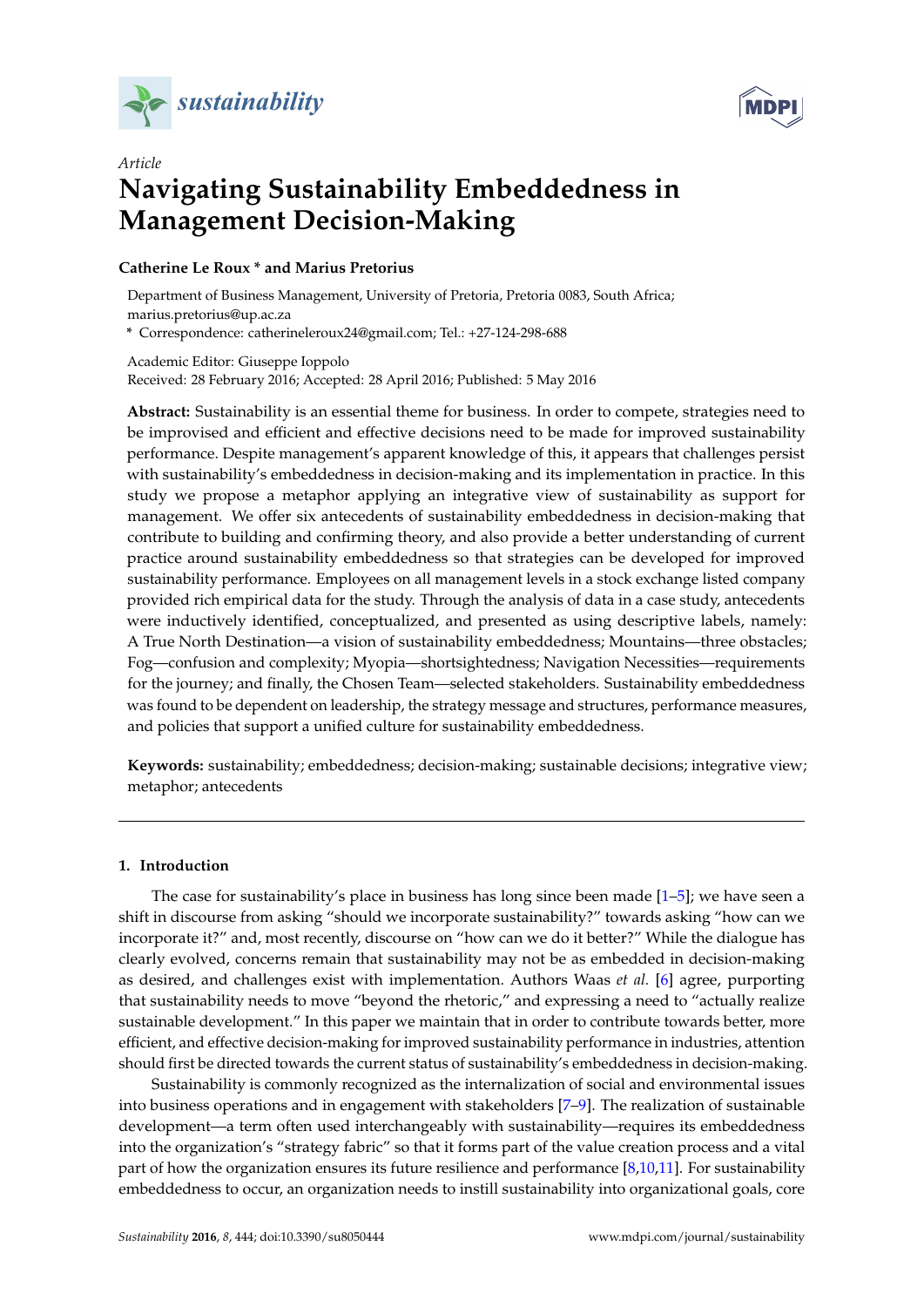*Article*

# Navigating Sustainability Embeddedness in Management Decision-Making

**Catherine Le Roux * and Marius Pretorius**

Department of Business Management, University of Pretoria, Pretoria 0083, South Africa; marius.pretorius@up.ac.za

* Correspondence: catherineleroux24@gmail.com; Tel.: +27-124-298-688

Academic Editor: Giuseppe Ioppolo

Received: 28 February 2016; Accepted: 28 April 2016; Published: 5 May 2016

**Abstract:** Sustainability is an essential theme for business. In order to compete, strategies need to be improvised and efficient and effective decisions need to be made for improved sustainability performance. Despite management's apparent knowledge of this, it appears that challenges persist with sustainability's embeddedness in decision-making and its implementation in practice. In this study we propose a metaphor applying an integrative view of sustainability as support for management. We offer six antecedents of sustainability embeddedness in decision-making that contribute to building and confirming theory, and also provide a better understanding of current practice around sustainability embeddedness so that strategies can be developed for improved sustainability performance. Employees on all management levels in a stock exchange listed company provided rich empirical data for the study. Through the analysis of data in a case study, antecedents were inductively identified, conceptualized, and presented as using descriptive labels, namely: A True North Destination—a vision of sustainability embeddedness; Mountains—three obstacles; Fog—confusion and complexity; Myopia—shortsightedness; Navigation Necessities—requirements for the journey; and finally, the Chosen Team—selected stakeholders. Sustainability embeddedness was found to be dependent on leadership, the strategy message and structures, performance measures, and policies that support a unified culture for sustainability embeddedness.

**Keywords:** sustainability; embeddedness; decision-making; sustainable decisions; integrative view; metaphor; antecedents

## 1. Introduction

The case for sustainability's place in business has long since been made [1–5]; we have seen a shift in discourse from asking "should we incorporate sustainability?" towards asking "how can we incorporate it?" and, most recently, discourse on "how can we do it better?" While the dialogue has clearly evolved, concerns remain that sustainability may not be as embedded in decision-making as desired, and challenges exist with implementation. Authors Waas *et al.* [6] agree, purporting that sustainability needs to move "beyond the rhetoric," and expressing a need to "actually realize sustainable development." In this paper we maintain that in order to contribute towards better, more efficient, and effective decision-making for improved sustainability performance in industries, attention should first be directed towards the current status of sustainability's embeddedness in decision-making.

Sustainability is commonly recognized as the internalization of social and environmental issues into business operations and in engagement with stakeholders [7–9]. The realization of sustainable development—a term often used interchangeably with sustainability—requires its embeddedness into the organization's "strategy fabric" so that it forms part of the value creation process and a vital part of how the organization ensures its future resilience and performance [8,10,11]. For sustainability embeddedness to occur, an organization needs to instill sustainability into organizational goals, core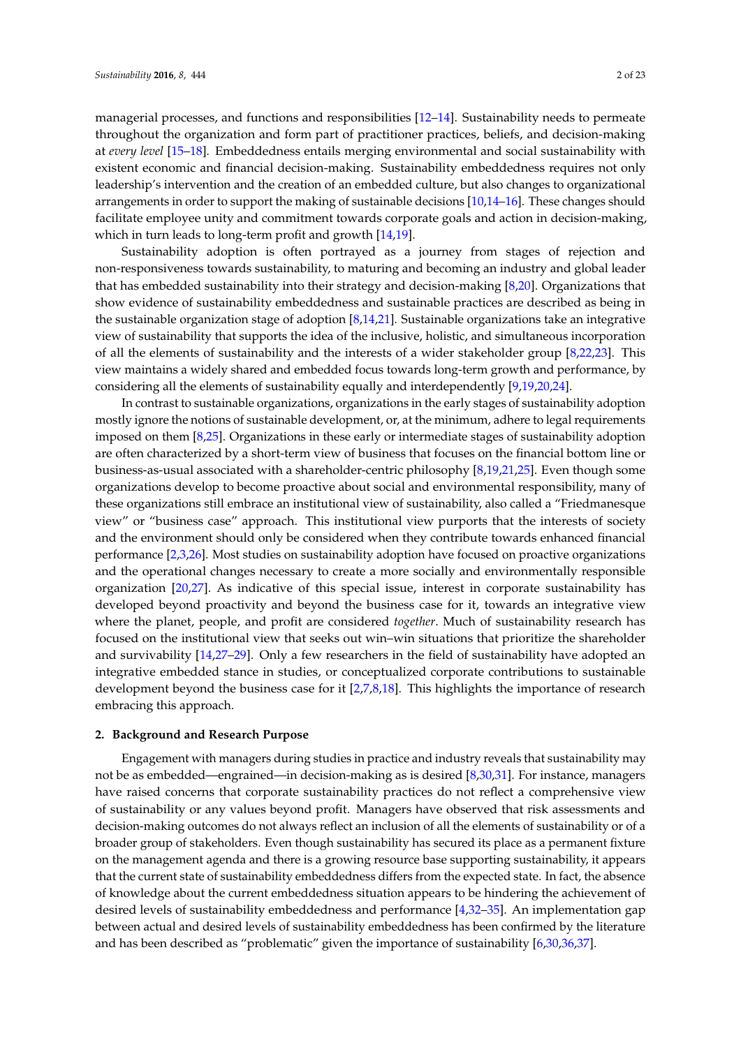managerial processes, and functions and responsibilities [12–14]. Sustainability needs to permeate throughout the organization and form part of practitioner practices, beliefs, and decision-making at *every level* [15–18]. Embeddedness entails merging environmental and social sustainability with existent economic and financial decision-making. Sustainability embeddedness requires not only leadership's intervention and the creation of an embedded culture, but also changes to organizational arrangements in order to support the making of sustainable decisions [10,14–16]. These changes should facilitate employee unity and commitment towards corporate goals and action in decision-making, which in turn leads to long-term profit and growth [14,19].

Sustainability adoption is often portrayed as a journey from stages of rejection and non-responsiveness towards sustainability, to maturing and becoming an industry and global leader that has embedded sustainability into their strategy and decision-making [8,20]. Organizations that show evidence of sustainability embeddedness and sustainable practices are described as being in the sustainable organization stage of adoption [8,14,21]. Sustainable organizations take an integrative view of sustainability that supports the idea of the inclusive, holistic, and simultaneous incorporation of all the elements of sustainability and the interests of a wider stakeholder group [8,22,23]. This view maintains a widely shared and embedded focus towards long-term growth and performance, by considering all the elements of sustainability equally and interdependently [9,19,20,24].

In contrast to sustainable organizations, organizations in the early stages of sustainability adoption mostly ignore the notions of sustainable development, or, at the minimum, adhere to legal requirements imposed on them [8,25]. Organizations in these early or intermediate stages of sustainability adoption are often characterized by a short-term view of business that focuses on the financial bottom line or business-as-usual associated with a shareholder-centric philosophy [8,19,21,25]. Even though some organizations develop to become proactive about social and environmental responsibility, many of these organizations still embrace an institutional view of sustainability, also called a "Friedmanesque view" or "business case" approach. This institutional view purports that the interests of society and the environment should only be considered when they contribute towards enhanced financial performance [2,3,26]. Most studies on sustainability adoption have focused on proactive organizations and the operational changes necessary to create a more socially and environmentally responsible organization [20,27]. As indicative of this special issue, interest in corporate sustainability has developed beyond proactivity and beyond the business case for it, towards an integrative view where the planet, people, and profit are considered *together*. Much of sustainability research has focused on the institutional view that seeks out win–win situations that prioritize the shareholder and survivability [14,27–29]. Only a few researchers in the field of sustainability have adopted an integrative embedded stance in studies, or conceptualized corporate contributions to sustainable development beyond the business case for it [2,7,8,18]. This highlights the importance of research embracing this approach.

## 2. Background and Research Purpose

Engagement with managers during studies in practice and industry reveals that sustainability may not be as embedded—engrained—in decision-making as is desired [8,30,31]. For instance, managers have raised concerns that corporate sustainability practices do not reflect a comprehensive view of sustainability or any values beyond profit. Managers have observed that risk assessments and decision-making outcomes do not always reflect an inclusion of all the elements of sustainability or of a broader group of stakeholders. Even though sustainability has secured its place as a permanent fixture on the management agenda and there is a growing resource base supporting sustainability, it appears that the current state of sustainability embeddedness differs from the expected state. In fact, the absence of knowledge about the current embeddedness situation appears to be hindering the achievement of desired levels of sustainability embeddedness and performance [4,32–35]. An implementation gap between actual and desired levels of sustainability embeddedness has been confirmed by the literature and has been described as "problematic" given the importance of sustainability [6,30,36,37].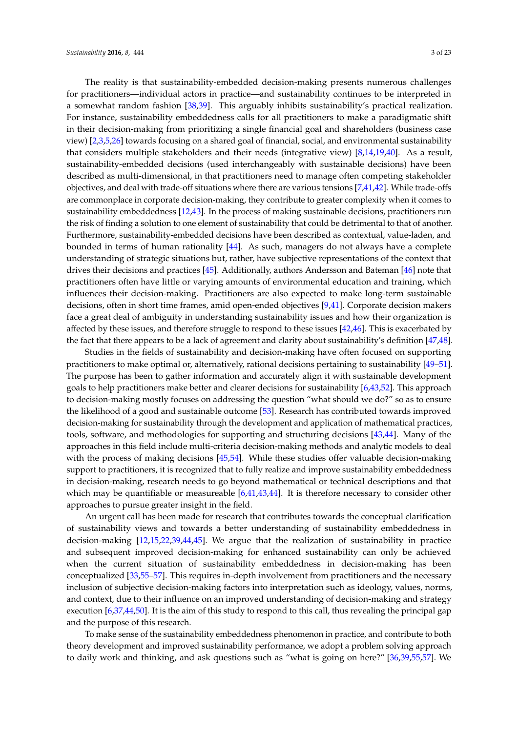The reality is that sustainability-embedded decision-making presents numerous challenges for practitioners—individual actors in practice—and sustainability continues to be interpreted in a somewhat random fashion [38,39]. This arguably inhibits sustainability's practical realization. For instance, sustainability embeddedness calls for all practitioners to make a paradigmatic shift in their decision-making from prioritizing a single financial goal and shareholders (business case view) [2,3,5,26] towards focusing on a shared goal of financial, social, and environmental sustainability that considers multiple stakeholders and their needs (integrative view) [8,14,19,40]. As a result, sustainability-embedded decisions (used interchangeably with sustainable decisions) have been described as multi-dimensional, in that practitioners need to manage often competing stakeholder objectives, and deal with trade-off situations where there are various tensions [7,41,42]. While trade-offs are commonplace in corporate decision-making, they contribute to greater complexity when it comes to sustainability embeddedness [12,43]. In the process of making sustainable decisions, practitioners run the risk of finding a solution to one element of sustainability that could be detrimental to that of another. Furthermore, sustainability-embedded decisions have been described as contextual, value-laden, and bounded in terms of human rationality [44]. As such, managers do not always have a complete understanding of strategic situations but, rather, have subjective representations of the context that drives their decisions and practices [45]. Additionally, authors Andersson and Bateman [46] note that practitioners often have little or varying amounts of environmental education and training, which influences their decision-making. Practitioners are also expected to make long-term sustainable decisions, often in short time frames, amid open-ended objectives [9,41]. Corporate decision makers face a great deal of ambiguity in understanding sustainability issues and how their organization is affected by these issues, and therefore struggle to respond to these issues [42,46]. This is exacerbated by the fact that there appears to be a lack of agreement and clarity about sustainability's definition [47,48].

Studies in the fields of sustainability and decision-making have often focused on supporting practitioners to make optimal or, alternatively, rational decisions pertaining to sustainability [49–51]. The purpose has been to gather information and accurately align it with sustainable development goals to help practitioners make better and clearer decisions for sustainability [6,43,52]. This approach to decision-making mostly focuses on addressing the question "what should we do?" so as to ensure the likelihood of a good and sustainable outcome [53]. Research has contributed towards improved decision-making for sustainability through the development and application of mathematical practices, tools, software, and methodologies for supporting and structuring decisions [43,44]. Many of the approaches in this field include multi-criteria decision-making methods and analytic models to deal with the process of making decisions [45,54]. While these studies offer valuable decision-making support to practitioners, it is recognized that to fully realize and improve sustainability embeddedness in decision-making, research needs to go beyond mathematical or technical descriptions and that which may be quantifiable or measureable [6,41,43,44]. It is therefore necessary to consider other approaches to pursue greater insight in the field.

An urgent call has been made for research that contributes towards the conceptual clarification of sustainability views and towards a better understanding of sustainability embeddedness in decision-making [12,15,22,39,44,45]. We argue that the realization of sustainability in practice and subsequent improved decision-making for enhanced sustainability can only be achieved when the current situation of sustainability embeddedness in decision-making has been conceptualized [33,55–57]. This requires in-depth involvement from practitioners and the necessary inclusion of subjective decision-making factors into interpretation such as ideology, values, norms, and context, due to their influence on an improved understanding of decision-making and strategy execution [6,37,44,50]. It is the aim of this study to respond to this call, thus revealing the principal gap and the purpose of this research.

To make sense of the sustainability embeddedness phenomenon in practice, and contribute to both theory development and improved sustainability performance, we adopt a problem solving approach to daily work and thinking, and ask questions such as "what is going on here?" [36,39,55,57]. We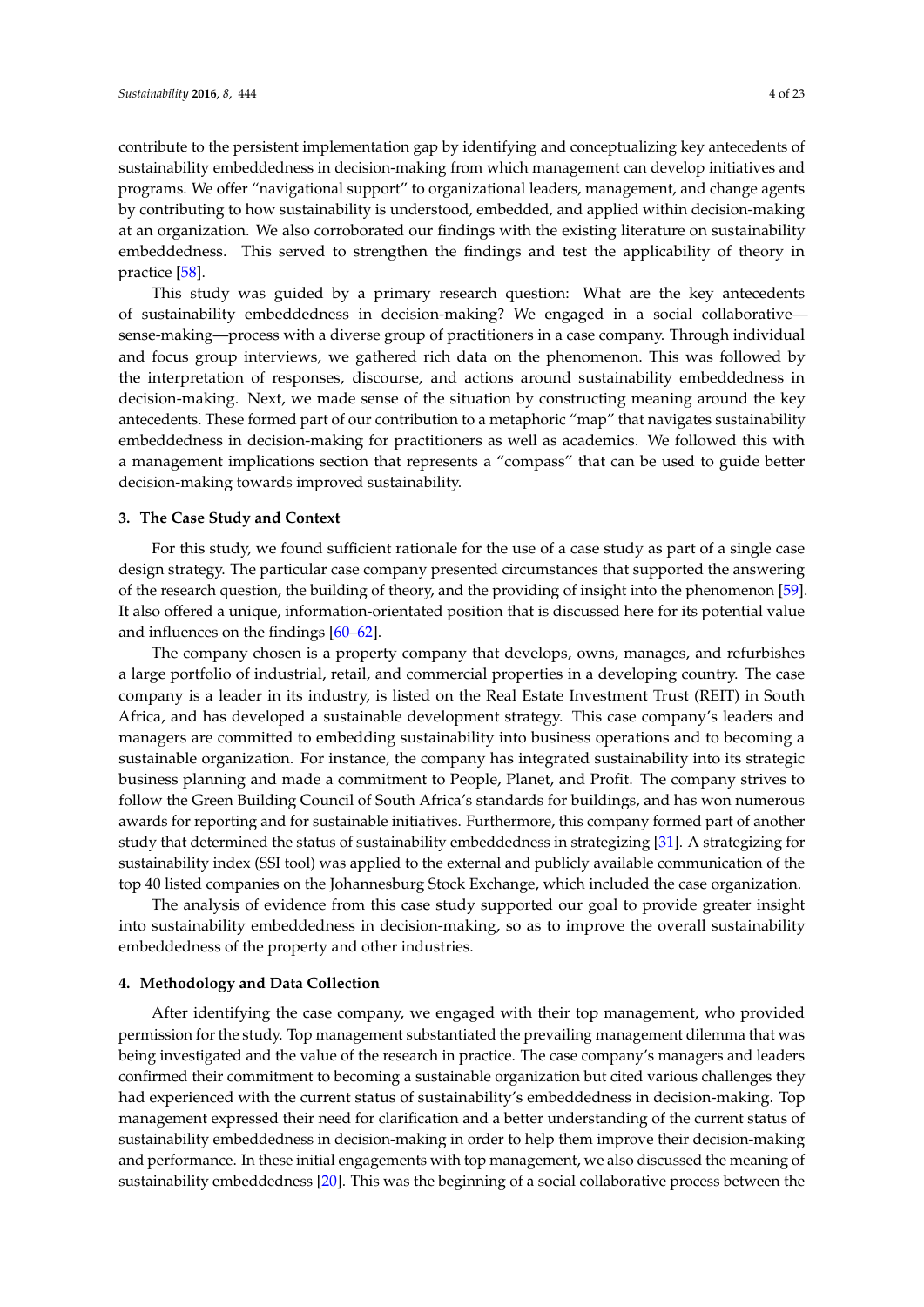contribute to the persistent implementation gap by identifying and conceptualizing key antecedents of sustainability embeddedness in decision-making from which management can develop initiatives and programs. We offer "navigational support" to organizational leaders, management, and change agents by contributing to how sustainability is understood, embedded, and applied within decision-making at an organization. We also corroborated our findings with the existing literature on sustainability embeddedness. This served to strengthen the findings and test the applicability of theory in practice [58].

This study was guided by a primary research question: What are the key antecedents of sustainability embeddedness in decision-making? We engaged in a social collaborative—sense-making—process with a diverse group of practitioners in a case company. Through individual and focus group interviews, we gathered rich data on the phenomenon. This was followed by the interpretation of responses, discourse, and actions around sustainability embeddedness in decision-making. Next, we made sense of the situation by constructing meaning around the key antecedents. These formed part of our contribution to a metaphoric "map" that navigates sustainability embeddedness in decision-making for practitioners as well as academics. We followed this with a management implications section that represents a "compass" that can be used to guide better decision-making towards improved sustainability.

## 3. The Case Study and Context

For this study, we found sufficient rationale for the use of a case study as part of a single case design strategy. The particular case company presented circumstances that supported the answering of the research question, the building of theory, and the providing of insight into the phenomenon [59]. It also offered a unique, information-orientated position that is discussed here for its potential value and influences on the findings [60–62].

The company chosen is a property company that develops, owns, manages, and refurbishes a large portfolio of industrial, retail, and commercial properties in a developing country. The case company is a leader in its industry, is listed on the Real Estate Investment Trust (REIT) in South Africa, and has developed a sustainable development strategy. This case company's leaders and managers are committed to embedding sustainability into business operations and to becoming a sustainable organization. For instance, the company has integrated sustainability into its strategic business planning and made a commitment to People, Planet, and Profit. The company strives to follow the Green Building Council of South Africa's standards for buildings, and has won numerous awards for reporting and for sustainable initiatives. Furthermore, this company formed part of another study that determined the status of sustainability embeddedness in strategizing [31]. A strategizing for sustainability index (SSI tool) was applied to the external and publicly available communication of the top 40 listed companies on the Johannesburg Stock Exchange, which included the case organization.

The analysis of evidence from this case study supported our goal to provide greater insight into sustainability embeddedness in decision-making, so as to improve the overall sustainability embeddedness of the property and other industries.

## 4. Methodology and Data Collection

After identifying the case company, we engaged with their top management, who provided permission for the study. Top management substantiated the prevailing management dilemma that was being investigated and the value of the research in practice. The case company's managers and leaders confirmed their commitment to becoming a sustainable organization but cited various challenges they had experienced with the current status of sustainability's embeddedness in decision-making. Top management expressed their need for clarification and a better understanding of the current status of sustainability embeddedness in decision-making in order to help them improve their decision-making and performance. In these initial engagements with top management, we also discussed the meaning of sustainability embeddedness [20]. This was the beginning of a social collaborative process between the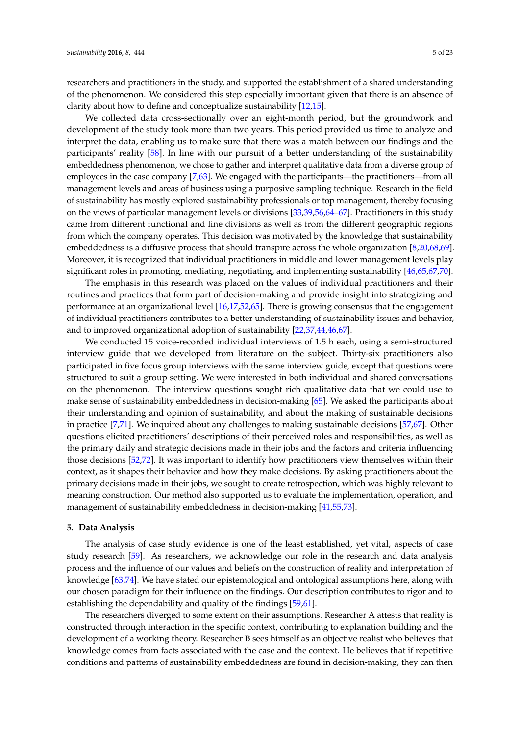researchers and practitioners in the study, and supported the establishment of a shared understanding of the phenomenon. We considered this step especially important given that there is an absence of clarity about how to define and conceptualize sustainability [12,15].

We collected data cross-sectionally over an eight-month period, but the groundwork and development of the study took more than two years. This period provided us time to analyze and interpret the data, enabling us to make sure that there was a match between our findings and the participants' reality [58]. In line with our pursuit of a better understanding of the sustainability embeddedness phenomenon, we chose to gather and interpret qualitative data from a diverse group of employees in the case company [7,63]. We engaged with the participants—the practitioners—from all management levels and areas of business using a purposive sampling technique. Research in the field of sustainability has mostly explored sustainability professionals or top management, thereby focusing on the views of particular management levels or divisions [33,39,56,64–67]. Practitioners in this study came from different functional and line divisions as well as from the different geographic regions from which the company operates. This decision was motivated by the knowledge that sustainability embeddedness is a diffusive process that should transpire across the whole organization [8,20,68,69]. Moreover, it is recognized that individual practitioners in middle and lower management levels play significant roles in promoting, mediating, negotiating, and implementing sustainability [46,65,67,70].

The emphasis in this research was placed on the values of individual practitioners and their routines and practices that form part of decision-making and provide insight into strategizing and performance at an organizational level [16,17,52,65]. There is growing consensus that the engagement of individual practitioners contributes to a better understanding of sustainability issues and behavior, and to improved organizational adoption of sustainability [22,37,44,46,67].

We conducted 15 voice-recorded individual interviews of 1.5 h each, using a semi-structured interview guide that we developed from literature on the subject. Thirty-six practitioners also participated in five focus group interviews with the same interview guide, except that questions were structured to suit a group setting. We were interested in both individual and shared conversations on the phenomenon. The interview questions sought rich qualitative data that we could use to make sense of sustainability embeddedness in decision-making [65]. We asked the participants about their understanding and opinion of sustainability, and about the making of sustainable decisions in practice [7,71]. We inquired about any challenges to making sustainable decisions [57,67]. Other questions elicited practitioners' descriptions of their perceived roles and responsibilities, as well as the primary daily and strategic decisions made in their jobs and the factors and criteria influencing those decisions [52,72]. It was important to identify how practitioners view themselves within their context, as it shapes their behavior and how they make decisions. By asking practitioners about the primary decisions made in their jobs, we sought to create retrospection, which was highly relevant to meaning construction. Our method also supported us to evaluate the implementation, operation, and management of sustainability embeddedness in decision-making [41,55,73].

## 5. Data Analysis

The analysis of case study evidence is one of the least established, yet vital, aspects of case study research [59]. As researchers, we acknowledge our role in the research and data analysis process and the influence of our values and beliefs on the construction of reality and interpretation of knowledge [63,74]. We have stated our epistemological and ontological assumptions here, along with our chosen paradigm for their influence on the findings. Our description contributes to rigor and to establishing the dependability and quality of the findings [59,61].

The researchers diverged to some extent on their assumptions. Researcher A attests that reality is constructed through interaction in the specific context, contributing to explanation building and the development of a working theory. Researcher B sees himself as an objective realist who believes that knowledge comes from facts associated with the case and the context. He believes that if repetitive conditions and patterns of sustainability embeddedness are found in decision-making, they can then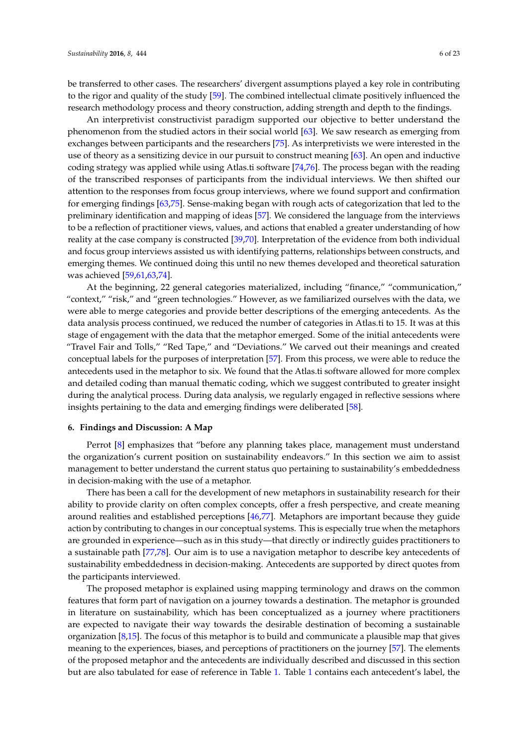be transferred to other cases. The researchers' divergent assumptions played a key role in contributing to the rigor and quality of the study [59]. The combined intellectual climate positively influenced the research methodology process and theory construction, adding strength and depth to the findings.

An interpretivist constructivist paradigm supported our objective to better understand the phenomenon from the studied actors in their social world [63]. We saw research as emerging from exchanges between participants and the researchers [75]. As interpretivists we were interested in the use of theory as a sensitizing device in our pursuit to construct meaning [63]. An open and inductive coding strategy was applied while using Atlas.ti software [74,76]. The process began with the reading of the transcribed responses of participants from the individual interviews. We then shifted our attention to the responses from focus group interviews, where we found support and confirmation for emerging findings [63,75]. Sense-making began with rough acts of categorization that led to the preliminary identification and mapping of ideas [57]. We considered the language from the interviews to be a reflection of practitioner views, values, and actions that enabled a greater understanding of how reality at the case company is constructed [39,70]. Interpretation of the evidence from both individual and focus group interviews assisted us with identifying patterns, relationships between constructs, and emerging themes. We continued doing this until no new themes developed and theoretical saturation was achieved [59,61,63,74].

At the beginning, 22 general categories materialized, including "finance," "communication," "context," "risk," and "green technologies." However, as we familiarized ourselves with the data, we were able to merge categories and provide better descriptions of the emerging antecedents. As the data analysis process continued, we reduced the number of categories in Atlas.ti to 15. It was at this stage of engagement with the data that the metaphor emerged. Some of the initial antecedents were "Travel Fair and Tolls," "Red Tape," and "Deviations." We carved out their meanings and created conceptual labels for the purposes of interpretation [57]. From this process, we were able to reduce the antecedents used in the metaphor to six. We found that the Atlas.ti software allowed for more complex and detailed coding than manual thematic coding, which we suggest contributed to greater insight during the analytical process. During data analysis, we regularly engaged in reflective sessions where insights pertaining to the data and emerging findings were deliberated [58].

## 6. Findings and Discussion: A Map

Perrot [8] emphasizes that "before any planning takes place, management must understand the organization's current position on sustainability endeavors." In this section we aim to assist management to better understand the current status quo pertaining to sustainability's embeddedness in decision-making with the use of a metaphor.

There has been a call for the development of new metaphors in sustainability research for their ability to provide clarity on often complex concepts, offer a fresh perspective, and create meaning around realities and established perceptions [46,77]. Metaphors are important because they guide action by contributing to changes in our conceptual systems. This is especially true when the metaphors are grounded in experience—such as in this study—that directly or indirectly guides practitioners to a sustainable path [77,78]. Our aim is to use a navigation metaphor to describe key antecedents of sustainability embeddedness in decision-making. Antecedents are supported by direct quotes from the participants interviewed.

The proposed metaphor is explained using mapping terminology and draws on the common features that form part of navigation on a journey towards a destination. The metaphor is grounded in literature on sustainability, which has been conceptualized as a journey where practitioners are expected to navigate their way towards the desirable destination of becoming a sustainable organization [8,15]. The focus of this metaphor is to build and communicate a plausible map that gives meaning to the experiences, biases, and perceptions of practitioners on the journey [57]. The elements of the proposed metaphor and the antecedents are individually described and discussed in this section but are also tabulated for ease of reference in Table 1. Table 1 contains each antecedent's label, the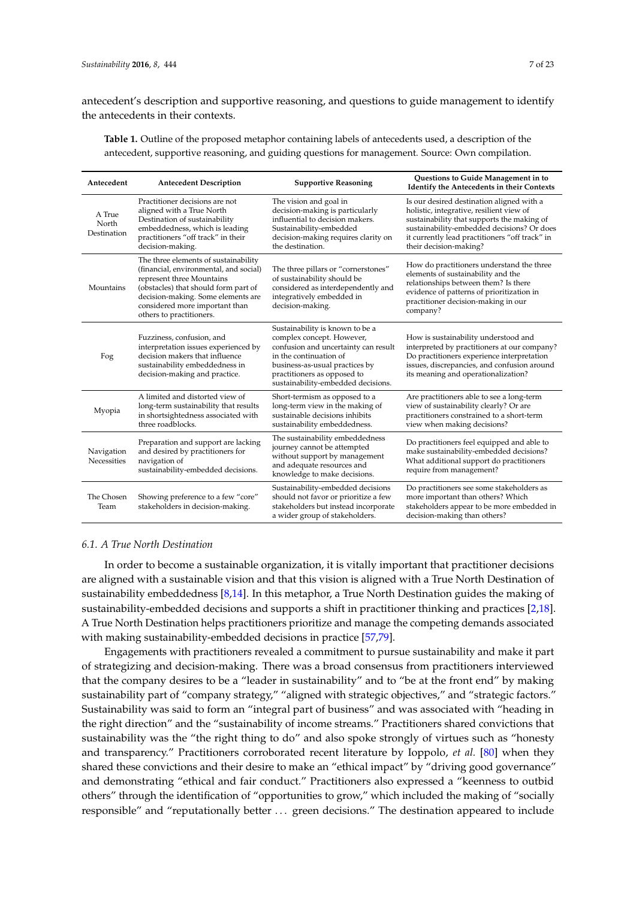antecedent's description and supportive reasoning, and questions to guide management to identify the antecedents in their contexts.

**Table 1.** Outline of the proposed metaphor containing labels of antecedents used, a description of the antecedent, supportive reasoning, and guiding questions for management. Source: Own compilation.

| Antecedent | Antecedent Description | Supportive Reasoning | Questions to Guide Management in to Identify the Antecedents in their Contexts |
|---|---|---|---|
| A True North Destination | Practitioner decisions are not aligned with a True North Destination of sustainability embeddedness, which is leading practitioners "off track" in their decision-making. | The vision and goal in decision-making is particularly influential to decision makers. Sustainability-embedded decision-making requires clarity on the destination. | Is our desired destination aligned with a holistic, integrative, resilient view of sustainability that supports the making of sustainability-embedded decisions? Or does it currently lead practitioners "off track" in their decision-making? |
| Mountains | The three elements of sustainability (financial, environmental, and social) represent three Mountains (obstacles) that should form part of decision-making. Some elements are considered more important than others to practitioners. | The three pillars or "cornerstones" of sustainability should be considered as interdependently and integratively embedded in decision-making. | How do practitioners understand the three elements of sustainability and the relationships between them? Is there evidence of patterns of prioritization in practitioner decision-making in our company? |
| Fog | Fuzziness, confusion, and interpretation issues experienced by decision makers that influence sustainability embeddedness in decision-making and practice. | Sustainability is known to be a complex concept. However, confusion and uncertainty can result in the continuation of business-as-usual practices by practitioners as opposed to sustainability-embedded decisions. | How is sustainability understood and interpreted by practitioners at our company? Do practitioners experience interpretation issues, discrepancies, and confusion around its meaning and operationalization? |
| Myopia | A limited and distorted view of long-term sustainability that results in shortsightedness associated with three roadblocks. | Short-termism as opposed to a long-term view in the making of sustainable decisions inhibits sustainability embeddedness. | Are practitioners able to see a long-term view of sustainability clearly? Or are practitioners constrained to a short-term view when making decisions? |
| Navigation Necessities | Preparation and support are lacking and desired by practitioners for navigation of sustainability-embedded decisions. | The sustainability embeddedness journey cannot be attempted without support by management and adequate resources and knowledge to make decisions. | Do practitioners feel equipped and able to make sustainability-embedded decisions? What additional support do practitioners require from management? |
| The Chosen Team | Showing preference to a few "core" stakeholders in decision-making. | Sustainability-embedded decisions should not favor or prioritize a few stakeholders but instead incorporate a wider group of stakeholders. | Do practitioners see some stakeholders as more important than others? Which stakeholders appear to be more embedded in decision-making than others? |

### 6.1. A True North Destination

In order to become a sustainable organization, it is vitally important that practitioner decisions are aligned with a sustainable vision and that this vision is aligned with a True North Destination of sustainability embeddedness [8,14]. In this metaphor, a True North Destination guides the making of sustainability-embedded decisions and supports a shift in practitioner thinking and practices [2,18]. A True North Destination helps practitioners prioritize and manage the competing demands associated with making sustainability-embedded decisions in practice [57,79].

Engagements with practitioners revealed a commitment to pursue sustainability and make it part of strategizing and decision-making. There was a broad consensus from practitioners interviewed that the company desires to be a "leader in sustainability" and to "be at the front end" by making sustainability part of "company strategy," "aligned with strategic objectives," and "strategic factors." Sustainability was said to form an "integral part of business" and was associated with "heading in the right direction" and the "sustainability of income streams." Practitioners shared convictions that sustainability was the "the right thing to do" and also spoke strongly of virtues such as "honesty and transparency." Practitioners corroborated recent literature by Ioppolo, *et al.* [80] when they shared these convictions and their desire to make an "ethical impact" by "driving good governance" and demonstrating "ethical and fair conduct." Practitioners also expressed a "keenness to outbid others" through the identification of "opportunities to grow," which included the making of "socially responsible" and "reputationally better ... green decisions." The destination appeared to include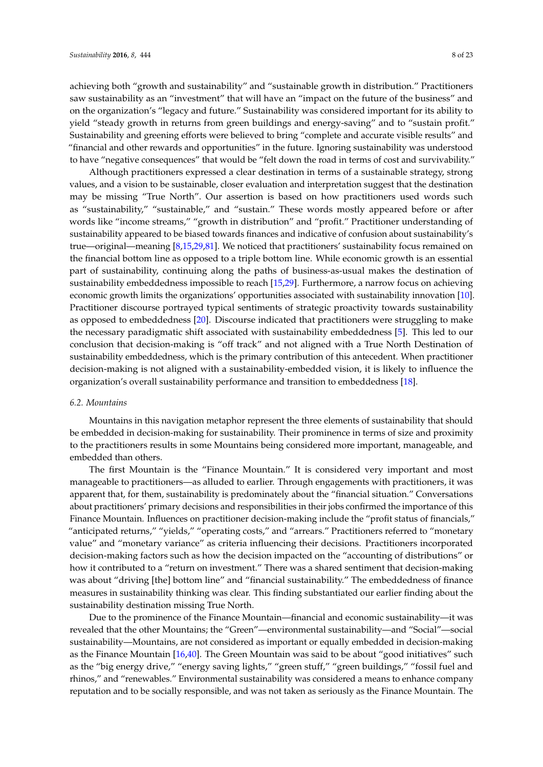achieving both "growth and sustainability" and "sustainable growth in distribution." Practitioners saw sustainability as an "investment" that will have an "impact on the future of the business" and on the organization's "legacy and future." Sustainability was considered important for its ability to yield "steady growth in returns from green buildings and energy-saving" and to "sustain profit." Sustainability and greening efforts were believed to bring "complete and accurate visible results" and "financial and other rewards and opportunities" in the future. Ignoring sustainability was understood to have "negative consequences" that would be "felt down the road in terms of cost and survivability."

Although practitioners expressed a clear destination in terms of a sustainable strategy, strong values, and a vision to be sustainable, closer evaluation and interpretation suggest that the destination may be missing "True North". Our assertion is based on how practitioners used words such as "sustainability," "sustainable," and "sustain." These words mostly appeared before or after words like "income streams," "growth in distribution" and "profit." Practitioner understanding of sustainability appeared to be biased towards finances and indicative of confusion about sustainability's true—original—meaning [8,15,29,81]. We noticed that practitioners' sustainability focus remained on the financial bottom line as opposed to a triple bottom line. While economic growth is an essential part of sustainability, continuing along the paths of business-as-usual makes the destination of sustainability embeddedness impossible to reach [15,29]. Furthermore, a narrow focus on achieving economic growth limits the organizations' opportunities associated with sustainability innovation [10]. Practitioner discourse portrayed typical sentiments of strategic proactivity towards sustainability as opposed to embeddedness [20]. Discourse indicated that practitioners were struggling to make the necessary paradigmatic shift associated with sustainability embeddedness [5]. This led to our conclusion that decision-making is "off track" and not aligned with a True North Destination of sustainability embeddedness, which is the primary contribution of this antecedent. When practitioner decision-making is not aligned with a sustainability-embedded vision, it is likely to influence the organization's overall sustainability performance and transition to embeddedness [18].

### 6.2. Mountains

Mountains in this navigation metaphor represent the three elements of sustainability that should be embedded in decision-making for sustainability. Their prominence in terms of size and proximity to the practitioners results in some Mountains being considered more important, manageable, and embedded than others.

The first Mountain is the "Finance Mountain." It is considered very important and most manageable to practitioners—as alluded to earlier. Through engagements with practitioners, it was apparent that, for them, sustainability is predominately about the "financial situation." Conversations about practitioners' primary decisions and responsibilities in their jobs confirmed the importance of this Finance Mountain. Influences on practitioner decision-making include the "profit status of financials," "anticipated returns," "yields," "operating costs," and "arrears." Practitioners referred to "monetary value" and "monetary variance" as criteria influencing their decisions. Practitioners incorporated decision-making factors such as how the decision impacted on the "accounting of distributions" or how it contributed to a "return on investment." There was a shared sentiment that decision-making was about "driving [the] bottom line" and "financial sustainability." The embeddedness of finance measures in sustainability thinking was clear. This finding substantiated our earlier finding about the sustainability destination missing True North.

Due to the prominence of the Finance Mountain—financial and economic sustainability—it was revealed that the other Mountains; the "Green"—environmental sustainability—and "Social"—social sustainability—Mountains, are not considered as important or equally embedded in decision-making as the Finance Mountain [16,40]. The Green Mountain was said to be about "good initiatives" such as the "big energy drive," "energy saving lights," "green stuff," "green buildings," "fossil fuel and rhinos," and "renewables." Environmental sustainability was considered a means to enhance company reputation and to be socially responsible, and was not taken as seriously as the Finance Mountain. The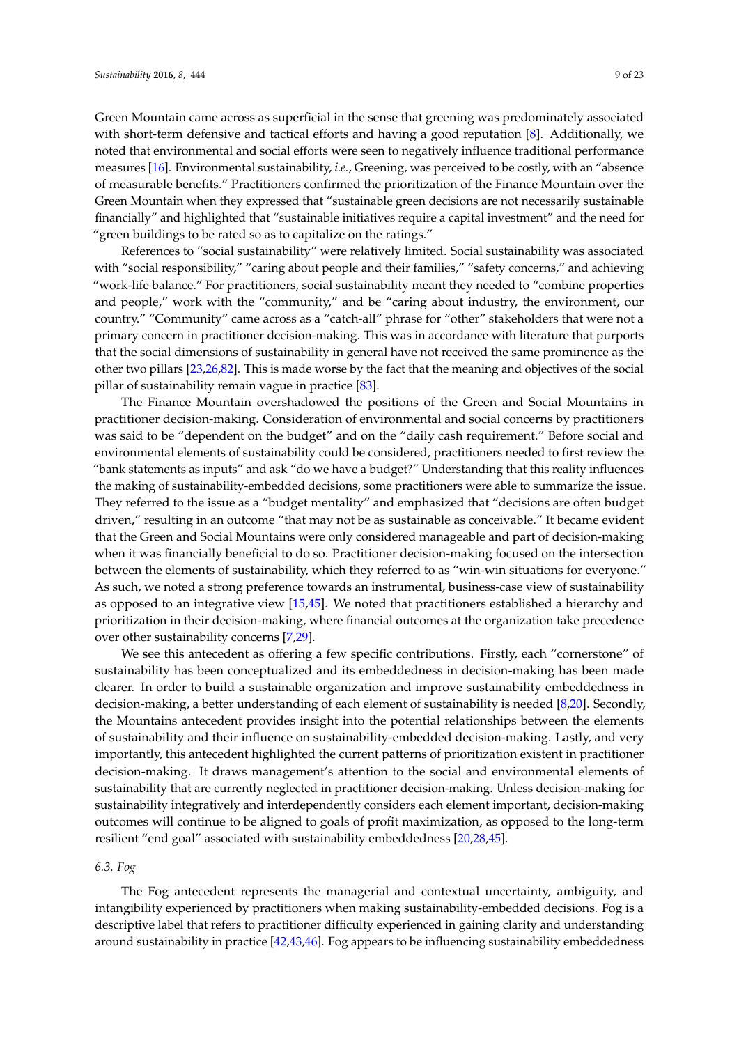Green Mountain came across as superficial in the sense that greening was predominately associated with short-term defensive and tactical efforts and having a good reputation [8]. Additionally, we noted that environmental and social efforts were seen to negatively influence traditional performance measures [16]. Environmental sustainability, *i.e.*, Greening, was perceived to be costly, with an "absence of measurable benefits." Practitioners confirmed the prioritization of the Finance Mountain over the Green Mountain when they expressed that "sustainable green decisions are not necessarily sustainable financially" and highlighted that "sustainable initiatives require a capital investment" and the need for "green buildings to be rated so as to capitalize on the ratings."

References to "social sustainability" were relatively limited. Social sustainability was associated with "social responsibility," "caring about people and their families," "safety concerns," and achieving "work-life balance." For practitioners, social sustainability meant they needed to "combine properties and people," work with the "community," and be "caring about industry, the environment, our country." "Community" came across as a "catch-all" phrase for "other" stakeholders that were not a primary concern in practitioner decision-making. This was in accordance with literature that purports that the social dimensions of sustainability in general have not received the same prominence as the other two pillars [23,26,82]. This is made worse by the fact that the meaning and objectives of the social pillar of sustainability remain vague in practice [83].

The Finance Mountain overshadowed the positions of the Green and Social Mountains in practitioner decision-making. Consideration of environmental and social concerns by practitioners was said to be "dependent on the budget" and on the "daily cash requirement." Before social and environmental elements of sustainability could be considered, practitioners needed to first review the "bank statements as inputs" and ask "do we have a budget?" Understanding that this reality influences the making of sustainability-embedded decisions, some practitioners were able to summarize the issue. They referred to the issue as a "budget mentality" and emphasized that "decisions are often budget driven," resulting in an outcome "that may not be as sustainable as conceivable." It became evident that the Green and Social Mountains were only considered manageable and part of decision-making when it was financially beneficial to do so. Practitioner decision-making focused on the intersection between the elements of sustainability, which they referred to as "win-win situations for everyone." As such, we noted a strong preference towards an instrumental, business-case view of sustainability as opposed to an integrative view [15,45]. We noted that practitioners established a hierarchy and prioritization in their decision-making, where financial outcomes at the organization take precedence over other sustainability concerns [7,29].

We see this antecedent as offering a few specific contributions. Firstly, each "cornerstone" of sustainability has been conceptualized and its embeddedness in decision-making has been made clearer. In order to build a sustainable organization and improve sustainability embeddedness in decision-making, a better understanding of each element of sustainability is needed [8,20]. Secondly, the Mountains antecedent provides insight into the potential relationships between the elements of sustainability and their influence on sustainability-embedded decision-making. Lastly, and very importantly, this antecedent highlighted the current patterns of prioritization existent in practitioner decision-making. It draws management's attention to the social and environmental elements of sustainability that are currently neglected in practitioner decision-making. Unless decision-making for sustainability integratively and interdependently considers each element important, decision-making outcomes will continue to be aligned to goals of profit maximization, as opposed to the long-term resilient "end goal" associated with sustainability embeddedness [20,28,45].

### 6.3. Fog

The Fog antecedent represents the managerial and contextual uncertainty, ambiguity, and intangibility experienced by practitioners when making sustainability-embedded decisions. Fog is a descriptive label that refers to practitioner difficulty experienced in gaining clarity and understanding around sustainability in practice [42,43,46]. Fog appears to be influencing sustainability embeddedness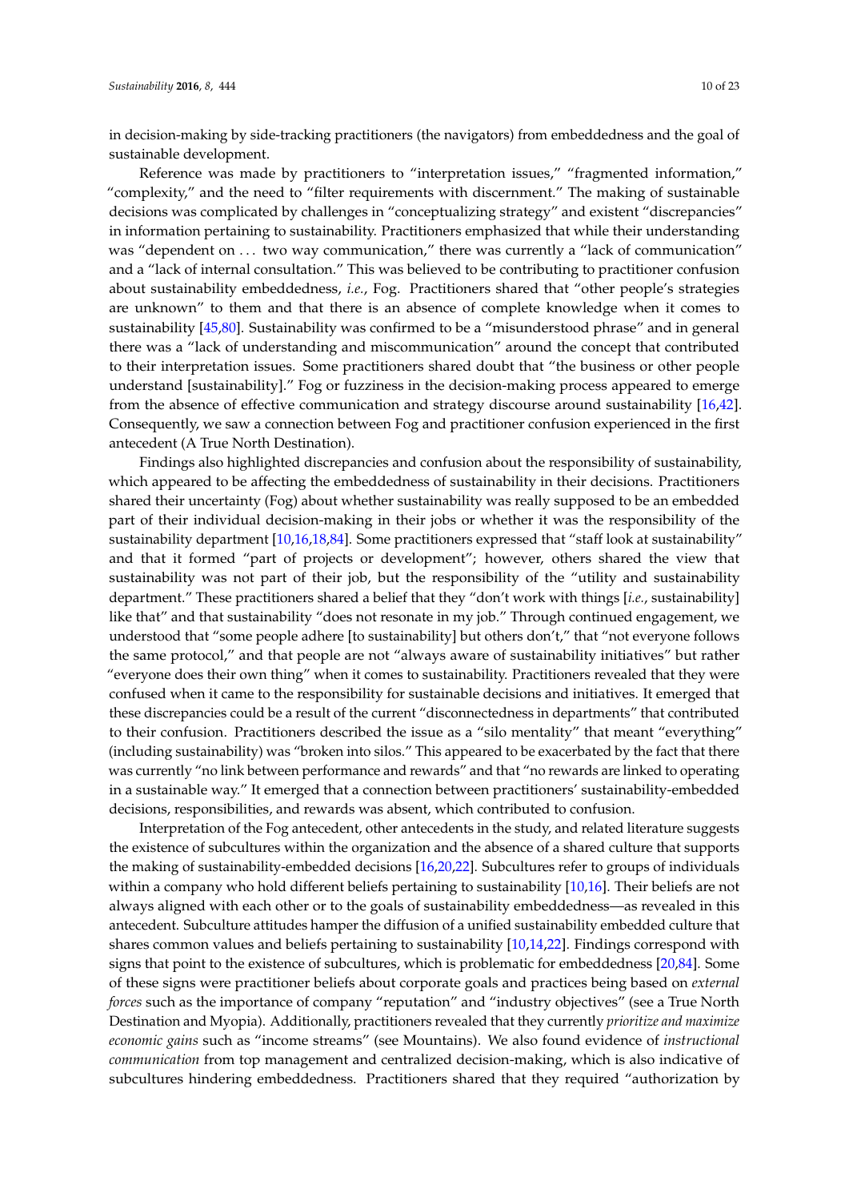in decision-making by side-tracking practitioners (the navigators) from embeddedness and the goal of sustainable development.

Reference was made by practitioners to "interpretation issues," "fragmented information," "complexity," and the need to "filter requirements with discernment." The making of sustainable decisions was complicated by challenges in "conceptualizing strategy" and existent "discrepancies" in information pertaining to sustainability. Practitioners emphasized that while their understanding was "dependent on ... two way communication," there was currently a "lack of communication" and a "lack of internal consultation." This was believed to be contributing to practitioner confusion about sustainability embeddedness, *i.e.*, Fog. Practitioners shared that "other people's strategies are unknown" to them and that there is an absence of complete knowledge when it comes to sustainability [45,80]. Sustainability was confirmed to be a "misunderstood phrase" and in general there was a "lack of understanding and miscommunication" around the concept that contributed to their interpretation issues. Some practitioners shared doubt that "the business or other people understand [sustainability]." Fog or fuzziness in the decision-making process appeared to emerge from the absence of effective communication and strategy discourse around sustainability [16,42]. Consequently, we saw a connection between Fog and practitioner confusion experienced in the first antecedent (A True North Destination).

Findings also highlighted discrepancies and confusion about the responsibility of sustainability, which appeared to be affecting the embeddedness of sustainability in their decisions. Practitioners shared their uncertainty (Fog) about whether sustainability was really supposed to be an embedded part of their individual decision-making in their jobs or whether it was the responsibility of the sustainability department [10,16,18,84]. Some practitioners expressed that "staff look at sustainability" and that it formed "part of projects or development"; however, others shared the view that sustainability was not part of their job, but the responsibility of the "utility and sustainability department." These practitioners shared a belief that they "don't work with things [*i.e.*, sustainability] like that" and that sustainability "does not resonate in my job." Through continued engagement, we understood that "some people adhere [to sustainability] but others don't," that "not everyone follows the same protocol," and that people are not "always aware of sustainability initiatives" but rather "everyone does their own thing" when it comes to sustainability. Practitioners revealed that they were confused when it came to the responsibility for sustainable decisions and initiatives. It emerged that these discrepancies could be a result of the current "disconnectedness in departments" that contributed to their confusion. Practitioners described the issue as a "silo mentality" that meant "everything" (including sustainability) was "broken into silos." This appeared to be exacerbated by the fact that there was currently "no link between performance and rewards" and that "no rewards are linked to operating in a sustainable way." It emerged that a connection between practitioners' sustainability-embedded decisions, responsibilities, and rewards was absent, which contributed to confusion.

Interpretation of the Fog antecedent, other antecedents in the study, and related literature suggests the existence of subcultures within the organization and the absence of a shared culture that supports the making of sustainability-embedded decisions [16,20,22]. Subcultures refer to groups of individuals within a company who hold different beliefs pertaining to sustainability [10,16]. Their beliefs are not always aligned with each other or to the goals of sustainability embeddedness—as revealed in this antecedent. Subculture attitudes hamper the diffusion of a unified sustainability embedded culture that shares common values and beliefs pertaining to sustainability [10,14,22]. Findings correspond with signs that point to the existence of subcultures, which is problematic for embeddedness [20,84]. Some of these signs were practitioner beliefs about corporate goals and practices being based on *external forces* such as the importance of company "reputation" and "industry objectives" (see a True North Destination and Myopia). Additionally, practitioners revealed that they currently *prioritize and maximize economic gains* such as "income streams" (see Mountains). We also found evidence of *instructional communication* from top management and centralized decision-making, which is also indicative of subcultures hindering embeddedness. Practitioners shared that they required "authorization by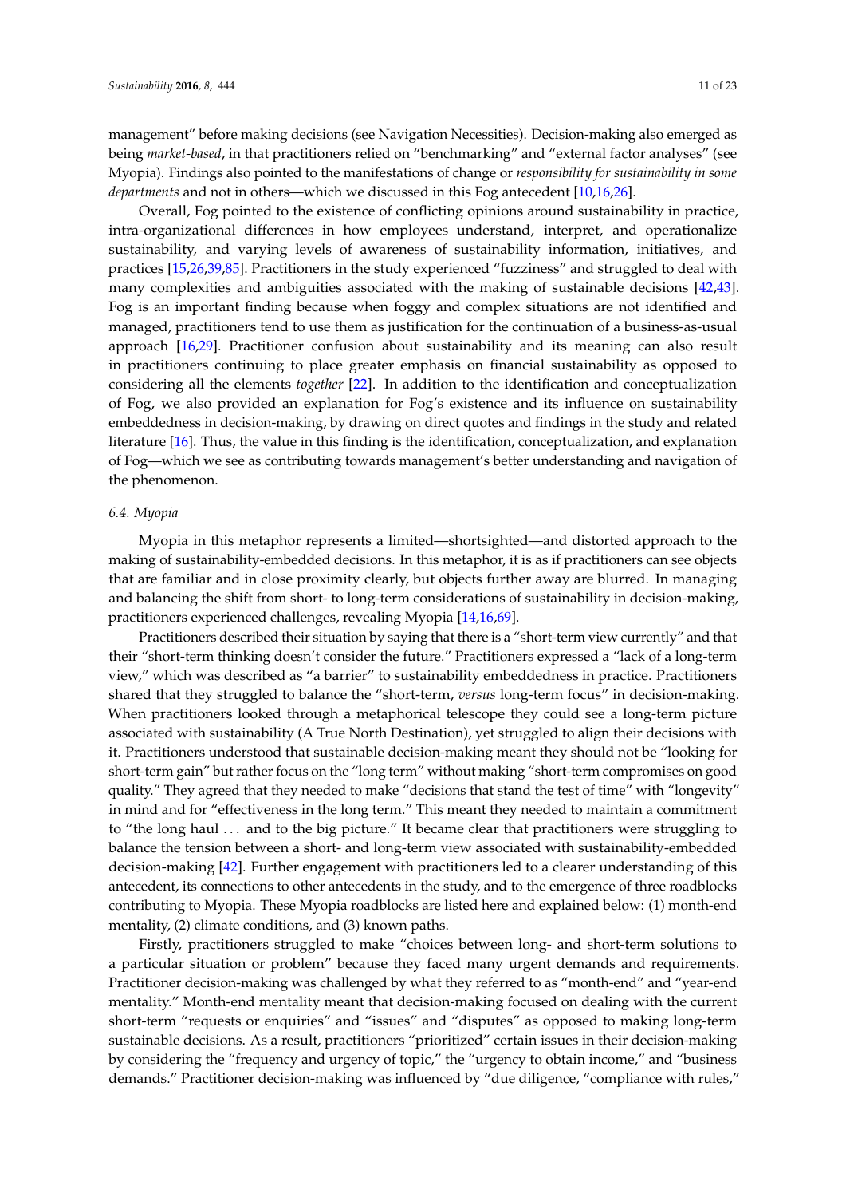management" before making decisions (see Navigation Necessities). Decision-making also emerged as being *market-based*, in that practitioners relied on "benchmarking" and "external factor analyses" (see Myopia). Findings also pointed to the manifestations of change or *responsibility for sustainability in some departments* and not in others—which we discussed in this Fog antecedent [10,16,26].

Overall, Fog pointed to the existence of conflicting opinions around sustainability in practice, intra-organizational differences in how employees understand, interpret, and operationalize sustainability, and varying levels of awareness of sustainability information, initiatives, and practices [15,26,39,85]. Practitioners in the study experienced "fuzziness" and struggled to deal with many complexities and ambiguities associated with the making of sustainable decisions [42,43]. Fog is an important finding because when foggy and complex situations are not identified and managed, practitioners tend to use them as justification for the continuation of a business-as-usual approach [16,29]. Practitioner confusion about sustainability and its meaning can also result in practitioners continuing to place greater emphasis on financial sustainability as opposed to considering all the elements *together* [22]. In addition to the identification and conceptualization of Fog, we also provided an explanation for Fog's existence and its influence on sustainability embeddedness in decision-making, by drawing on direct quotes and findings in the study and related literature [16]. Thus, the value in this finding is the identification, conceptualization, and explanation of Fog—which we see as contributing towards management's better understanding and navigation of the phenomenon.

### *6.4. Myopia*

Myopia in this metaphor represents a limited—shortsighted—and distorted approach to the making of sustainability-embedded decisions. In this metaphor, it is as if practitioners can see objects that are familiar and in close proximity clearly, but objects further away are blurred. In managing and balancing the shift from short- to long-term considerations of sustainability in decision-making, practitioners experienced challenges, revealing Myopia [14,16,69].

Practitioners described their situation by saying that there is a "short-term view currently" and that their "short-term thinking doesn't consider the future." Practitioners expressed a "lack of a long-term view," which was described as "a barrier" to sustainability embeddedness in practice. Practitioners shared that they struggled to balance the "short-term, *versus* long-term focus" in decision-making. When practitioners looked through a metaphorical telescope they could see a long-term picture associated with sustainability (A True North Destination), yet struggled to align their decisions with it. Practitioners understood that sustainable decision-making meant they should not be "looking for short-term gain" but rather focus on the "long term" without making "short-term compromises on good quality." They agreed that they needed to make "decisions that stand the test of time" with "longevity" in mind and for "effectiveness in the long term." This meant they needed to maintain a commitment to "the long haul ... and to the big picture." It became clear that practitioners were struggling to balance the tension between a short- and long-term view associated with sustainability-embedded decision-making [42]. Further engagement with practitioners led to a clearer understanding of this antecedent, its connections to other antecedents in the study, and to the emergence of three roadblocks contributing to Myopia. These Myopia roadblocks are listed here and explained below: (1) month-end mentality, (2) climate conditions, and (3) known paths.

Firstly, practitioners struggled to make "choices between long- and short-term solutions to a particular situation or problem" because they faced many urgent demands and requirements. Practitioner decision-making was challenged by what they referred to as "month-end" and "year-end mentality." Month-end mentality meant that decision-making focused on dealing with the current short-term "requests or enquiries" and "issues" and "disputes" as opposed to making long-term sustainable decisions. As a result, practitioners "prioritized" certain issues in their decision-making by considering the "frequency and urgency of topic," the "urgency to obtain income," and "business demands." Practitioner decision-making was influenced by "due diligence, "compliance with rules,"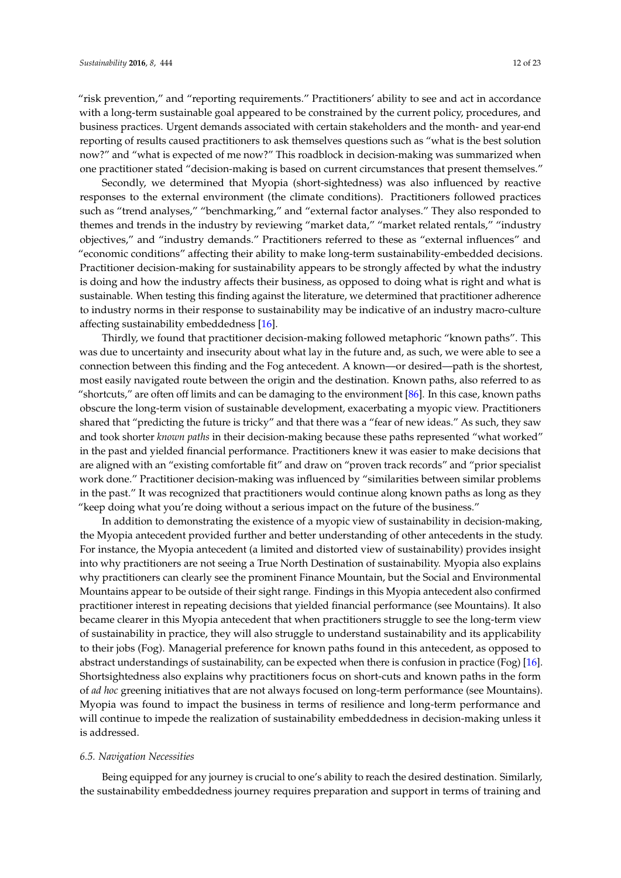"risk prevention," and "reporting requirements." Practitioners' ability to see and act in accordance with a long-term sustainable goal appeared to be constrained by the current policy, procedures, and business practices. Urgent demands associated with certain stakeholders and the month- and year-end reporting of results caused practitioners to ask themselves questions such as "what is the best solution now?" and "what is expected of me now?" This roadblock in decision-making was summarized when one practitioner stated "decision-making is based on current circumstances that present themselves."

Secondly, we determined that Myopia (short-sightedness) was also influenced by reactive responses to the external environment (the climate conditions). Practitioners followed practices such as "trend analyses," "benchmarking," and "external factor analyses." They also responded to themes and trends in the industry by reviewing "market data," "market related rentals," "industry objectives," and "industry demands." Practitioners referred to these as "external influences" and "economic conditions" affecting their ability to make long-term sustainability-embedded decisions. Practitioner decision-making for sustainability appears to be strongly affected by what the industry is doing and how the industry affects their business, as opposed to doing what is right and what is sustainable. When testing this finding against the literature, we determined that practitioner adherence to industry norms in their response to sustainability may be indicative of an industry macro-culture affecting sustainability embeddedness [16].

Thirdly, we found that practitioner decision-making followed metaphoric "known paths". This was due to uncertainty and insecurity about what lay in the future and, as such, we were able to see a connection between this finding and the Fog antecedent. A known—or desired—path is the shortest, most easily navigated route between the origin and the destination. Known paths, also referred to as "shortcuts," are often off limits and can be damaging to the environment [86]. In this case, known paths obscure the long-term vision of sustainable development, exacerbating a myopic view. Practitioners shared that "predicting the future is tricky" and that there was a "fear of new ideas." As such, they saw and took shorter *known paths* in their decision-making because these paths represented "what worked" in the past and yielded financial performance. Practitioners knew it was easier to make decisions that are aligned with an "existing comfortable fit" and draw on "proven track records" and "prior specialist work done." Practitioner decision-making was influenced by "similarities between similar problems in the past." It was recognized that practitioners would continue along known paths as long as they "keep doing what you're doing without a serious impact on the future of the business."

In addition to demonstrating the existence of a myopic view of sustainability in decision-making, the Myopia antecedent provided further and better understanding of other antecedents in the study. For instance, the Myopia antecedent (a limited and distorted view of sustainability) provides insight into why practitioners are not seeing a True North Destination of sustainability. Myopia also explains why practitioners can clearly see the prominent Finance Mountain, but the Social and Environmental Mountains appear to be outside of their sight range. Findings in this Myopia antecedent also confirmed practitioner interest in repeating decisions that yielded financial performance (see Mountains). It also became clearer in this Myopia antecedent that when practitioners struggle to see the long-term view of sustainability in practice, they will also struggle to understand sustainability and its applicability to their jobs (Fog). Managerial preference for known paths found in this antecedent, as opposed to abstract understandings of sustainability, can be expected when there is confusion in practice (Fog) [16]. Shortsightedness also explains why practitioners focus on short-cuts and known paths in the form of *ad hoc* greening initiatives that are not always focused on long-term performance (see Mountains). Myopia was found to impact the business in terms of resilience and long-term performance and will continue to impede the realization of sustainability embeddedness in decision-making unless it is addressed.

### *6.5. Navigation Necessities*

Being equipped for any journey is crucial to one's ability to reach the desired destination. Similarly, the sustainability embeddedness journey requires preparation and support in terms of training and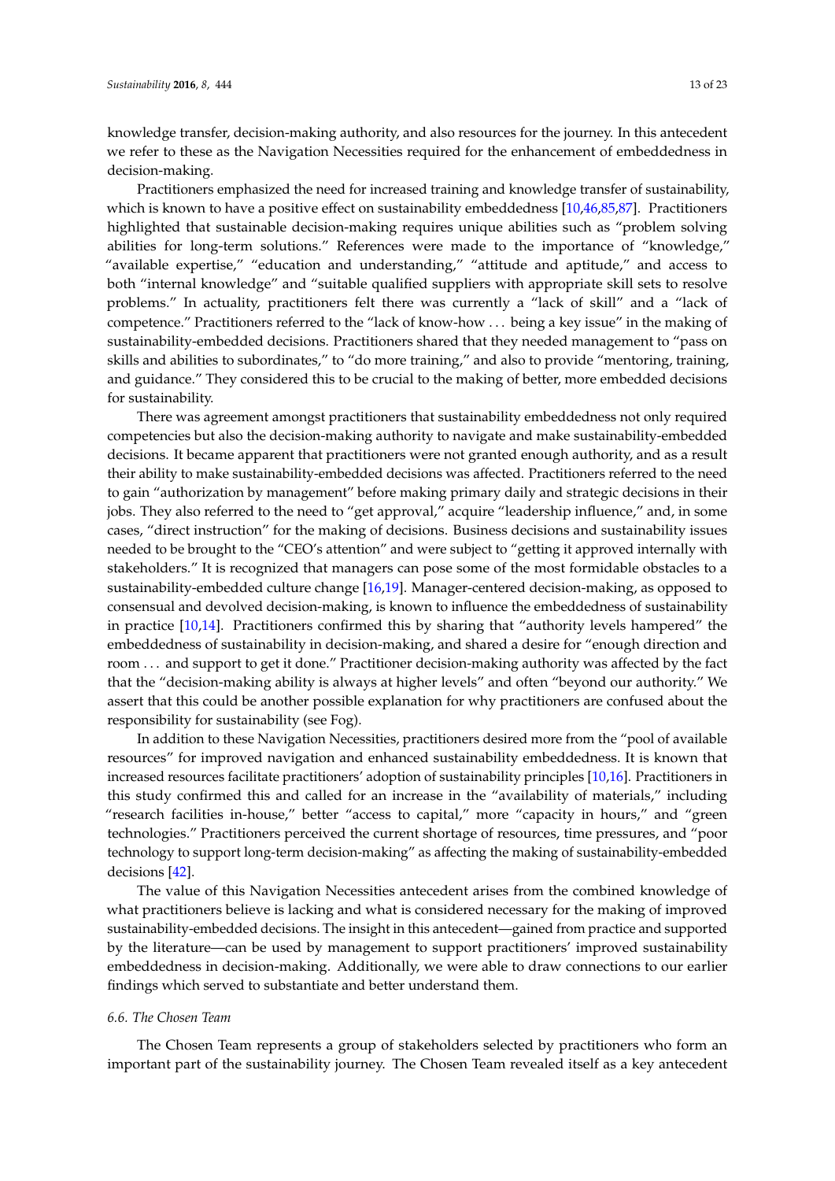knowledge transfer, decision-making authority, and also resources for the journey. In this antecedent we refer to these as the Navigation Necessities required for the enhancement of embeddedness in decision-making.

Practitioners emphasized the need for increased training and knowledge transfer of sustainability, which is known to have a positive effect on sustainability embeddedness [10,46,85,87]. Practitioners highlighted that sustainable decision-making requires unique abilities such as "problem solving abilities for long-term solutions." References were made to the importance of "knowledge," "available expertise," "education and understanding," "attitude and aptitude," and access to both "internal knowledge" and "suitable qualified suppliers with appropriate skill sets to resolve problems." In actuality, practitioners felt there was currently a "lack of skill" and a "lack of competence." Practitioners referred to the "lack of know-how ... being a key issue" in the making of sustainability-embedded decisions. Practitioners shared that they needed management to "pass on skills and abilities to subordinates," to "do more training," and also to provide "mentoring, training, and guidance." They considered this to be crucial to the making of better, more embedded decisions for sustainability.

There was agreement amongst practitioners that sustainability embeddedness not only required competencies but also the decision-making authority to navigate and make sustainability-embedded decisions. It became apparent that practitioners were not granted enough authority, and as a result their ability to make sustainability-embedded decisions was affected. Practitioners referred to the need to gain "authorization by management" before making primary daily and strategic decisions in their jobs. They also referred to the need to "get approval," acquire "leadership influence," and, in some cases, "direct instruction" for the making of decisions. Business decisions and sustainability issues needed to be brought to the "CEO's attention" and were subject to "getting it approved internally with stakeholders." It is recognized that managers can pose some of the most formidable obstacles to a sustainability-embedded culture change [16,19]. Manager-centered decision-making, as opposed to consensual and devolved decision-making, is known to influence the embeddedness of sustainability in practice [10,14]. Practitioners confirmed this by sharing that "authority levels hampered" the embeddedness of sustainability in decision-making, and shared a desire for "enough direction and room ... and support to get it done." Practitioner decision-making authority was affected by the fact that the "decision-making ability is always at higher levels" and often "beyond our authority." We assert that this could be another possible explanation for why practitioners are confused about the responsibility for sustainability (see Fog).

In addition to these Navigation Necessities, practitioners desired more from the "pool of available resources" for improved navigation and enhanced sustainability embeddedness. It is known that increased resources facilitate practitioners' adoption of sustainability principles [10,16]. Practitioners in this study confirmed this and called for an increase in the "availability of materials," including "research facilities in-house," better "access to capital," more "capacity in hours," and "green technologies." Practitioners perceived the current shortage of resources, time pressures, and "poor technology to support long-term decision-making" as affecting the making of sustainability-embedded decisions [42].

The value of this Navigation Necessities antecedent arises from the combined knowledge of what practitioners believe is lacking and what is considered necessary for the making of improved sustainability-embedded decisions. The insight in this antecedent—gained from practice and supported by the literature—can be used by management to support practitioners' improved sustainability embeddedness in decision-making. Additionally, we were able to draw connections to our earlier findings which served to substantiate and better understand them.

### *6.6. The Chosen Team*

The Chosen Team represents a group of stakeholders selected by practitioners who form an important part of the sustainability journey. The Chosen Team revealed itself as a key antecedent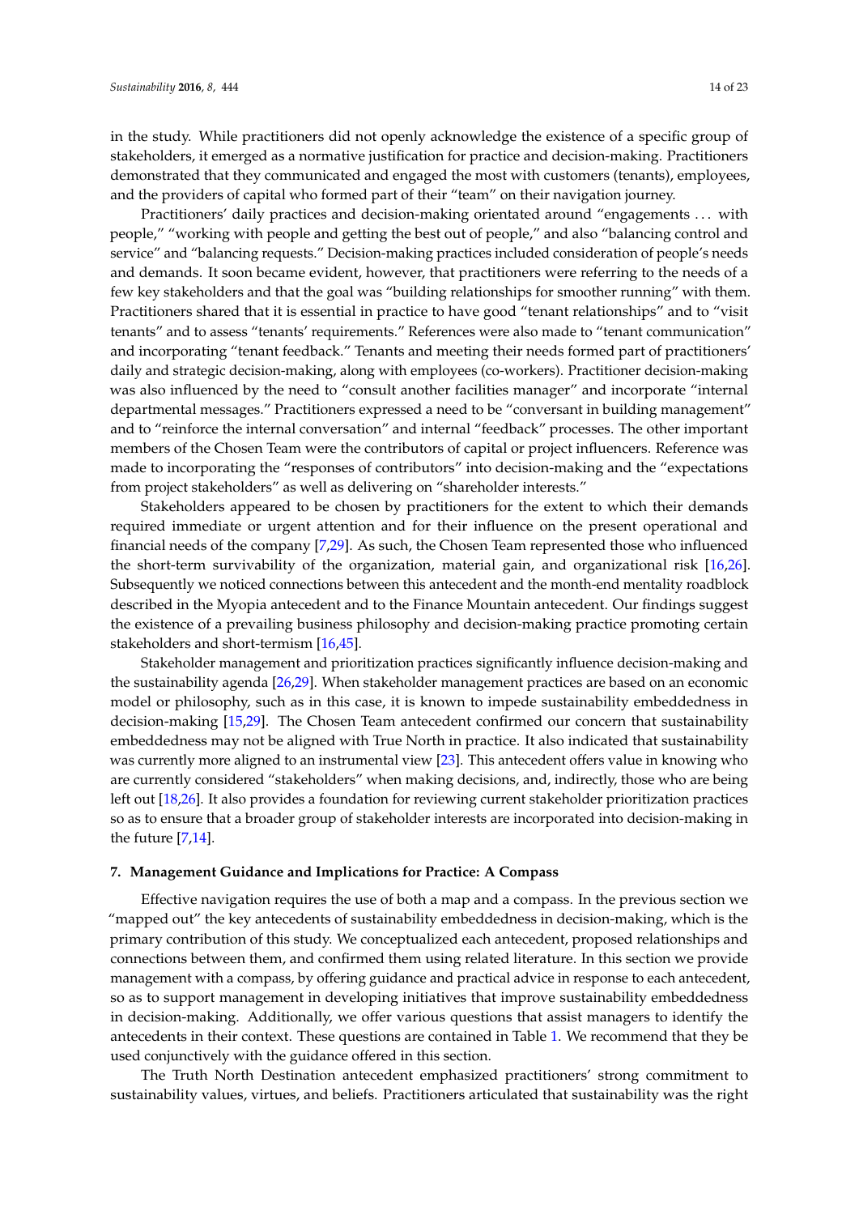in the study. While practitioners did not openly acknowledge the existence of a specific group of stakeholders, it emerged as a normative justification for practice and decision-making. Practitioners demonstrated that they communicated and engaged the most with customers (tenants), employees, and the providers of capital who formed part of their "team" on their navigation journey.

Practitioners' daily practices and decision-making orientated around "engagements ... with people," "working with people and getting the best out of people," and also "balancing control and service" and "balancing requests." Decision-making practices included consideration of people's needs and demands. It soon became evident, however, that practitioners were referring to the needs of a few key stakeholders and that the goal was "building relationships for smoother running" with them. Practitioners shared that it is essential in practice to have good "tenant relationships" and to "visit tenants" and to assess "tenants' requirements." References were also made to "tenant communication" and incorporating "tenant feedback." Tenants and meeting their needs formed part of practitioners' daily and strategic decision-making, along with employees (co-workers). Practitioner decision-making was also influenced by the need to "consult another facilities manager" and incorporate "internal departmental messages." Practitioners expressed a need to be "conversant in building management" and to "reinforce the internal conversation" and internal "feedback" processes. The other important members of the Chosen Team were the contributors of capital or project influencers. Reference was made to incorporating the "responses of contributors" into decision-making and the "expectations from project stakeholders" as well as delivering on "shareholder interests."

Stakeholders appeared to be chosen by practitioners for the extent to which their demands required immediate or urgent attention and for their influence on the present operational and financial needs of the company [7,29]. As such, the Chosen Team represented those who influenced the short-term survivability of the organization, material gain, and organizational risk [16,26]. Subsequently we noticed connections between this antecedent and the month-end mentality roadblock described in the Myopia antecedent and to the Finance Mountain antecedent. Our findings suggest the existence of a prevailing business philosophy and decision-making practice promoting certain stakeholders and short-termism [16,45].

Stakeholder management and prioritization practices significantly influence decision-making and the sustainability agenda [26,29]. When stakeholder management practices are based on an economic model or philosophy, such as in this case, it is known to impede sustainability embeddedness in decision-making [15,29]. The Chosen Team antecedent confirmed our concern that sustainability embeddedness may not be aligned with True North in practice. It also indicated that sustainability was currently more aligned to an instrumental view [23]. This antecedent offers value in knowing who are currently considered "stakeholders" when making decisions, and, indirectly, those who are being left out [18,26]. It also provides a foundation for reviewing current stakeholder prioritization practices so as to ensure that a broader group of stakeholder interests are incorporated into decision-making in the future [7,14].

## 7. Management Guidance and Implications for Practice: A Compass

Effective navigation requires the use of both a map and a compass. In the previous section we "mapped out" the key antecedents of sustainability embeddedness in decision-making, which is the primary contribution of this study. We conceptualized each antecedent, proposed relationships and connections between them, and confirmed them using related literature. In this section we provide management with a compass, by offering guidance and practical advice in response to each antecedent, so as to support management in developing initiatives that improve sustainability embeddedness in decision-making. Additionally, we offer various questions that assist managers to identify the antecedents in their context. These questions are contained in Table 1. We recommend that they be used conjunctively with the guidance offered in this section.

The Truth North Destination antecedent emphasized practitioners' strong commitment to sustainability values, virtues, and beliefs. Practitioners articulated that sustainability was the right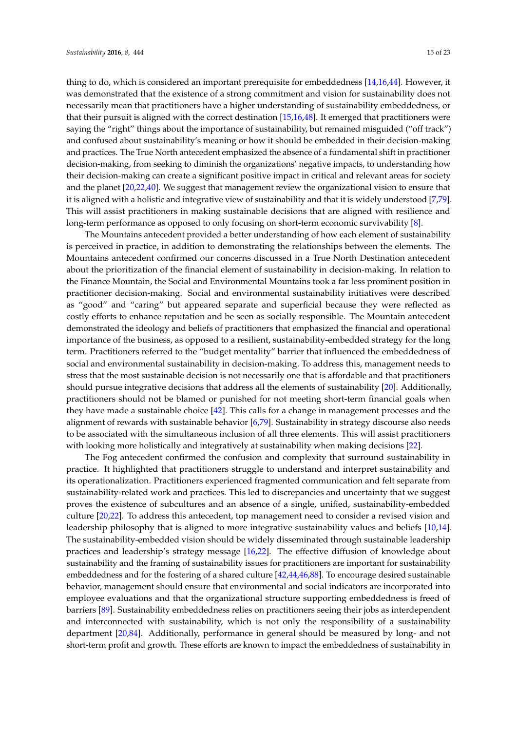thing to do, which is considered an important prerequisite for embeddedness [14,16,44]. However, it was demonstrated that the existence of a strong commitment and vision for sustainability does not necessarily mean that practitioners have a higher understanding of sustainability embeddedness, or that their pursuit is aligned with the correct destination [15,16,48]. It emerged that practitioners were saying the "right" things about the importance of sustainability, but remained misguided ("off track") and confused about sustainability's meaning or how it should be embedded in their decision-making and practices. The True North antecedent emphasized the absence of a fundamental shift in practitioner decision-making, from seeking to diminish the organizations' negative impacts, to understanding how their decision-making can create a significant positive impact in critical and relevant areas for society and the planet [20,22,40]. We suggest that management review the organizational vision to ensure that it is aligned with a holistic and integrative view of sustainability and that it is widely understood [7,79]. This will assist practitioners in making sustainable decisions that are aligned with resilience and long-term performance as opposed to only focusing on short-term economic survivability [8].

The Mountains antecedent provided a better understanding of how each element of sustainability is perceived in practice, in addition to demonstrating the relationships between the elements. The Mountains antecedent confirmed our concerns discussed in a True North Destination antecedent about the prioritization of the financial element of sustainability in decision-making. In relation to the Finance Mountain, the Social and Environmental Mountains took a far less prominent position in practitioner decision-making. Social and environmental sustainability initiatives were described as "good" and "caring" but appeared separate and superficial because they were reflected as costly efforts to enhance reputation and be seen as socially responsible. The Mountain antecedent demonstrated the ideology and beliefs of practitioners that emphasized the financial and operational importance of the business, as opposed to a resilient, sustainability-embedded strategy for the long term. Practitioners referred to the "budget mentality" barrier that influenced the embeddedness of social and environmental sustainability in decision-making. To address this, management needs to stress that the most sustainable decision is not necessarily one that is affordable and that practitioners should pursue integrative decisions that address all the elements of sustainability [20]. Additionally, practitioners should not be blamed or punished for not meeting short-term financial goals when they have made a sustainable choice [42]. This calls for a change in management processes and the alignment of rewards with sustainable behavior [6,79]. Sustainability in strategy discourse also needs to be associated with the simultaneous inclusion of all three elements. This will assist practitioners with looking more holistically and integratively at sustainability when making decisions [22].

The Fog antecedent confirmed the confusion and complexity that surround sustainability in practice. It highlighted that practitioners struggle to understand and interpret sustainability and its operationalization. Practitioners experienced fragmented communication and felt separate from sustainability-related work and practices. This led to discrepancies and uncertainty that we suggest proves the existence of subcultures and an absence of a single, unified, sustainability-embedded culture [20,22]. To address this antecedent, top management need to consider a revised vision and leadership philosophy that is aligned to more integrative sustainability values and beliefs [10,14]. The sustainability-embedded vision should be widely disseminated through sustainable leadership practices and leadership's strategy message [16,22]. The effective diffusion of knowledge about sustainability and the framing of sustainability issues for practitioners are important for sustainability embeddedness and for the fostering of a shared culture [42,44,46,88]. To encourage desired sustainable behavior, management should ensure that environmental and social indicators are incorporated into employee evaluations and that the organizational structure supporting embeddedness is freed of barriers [89]. Sustainability embeddedness relies on practitioners seeing their jobs as interdependent and interconnected with sustainability, which is not only the responsibility of a sustainability department [20,84]. Additionally, performance in general should be measured by long- and not short-term profit and growth. These efforts are known to impact the embeddedness of sustainability in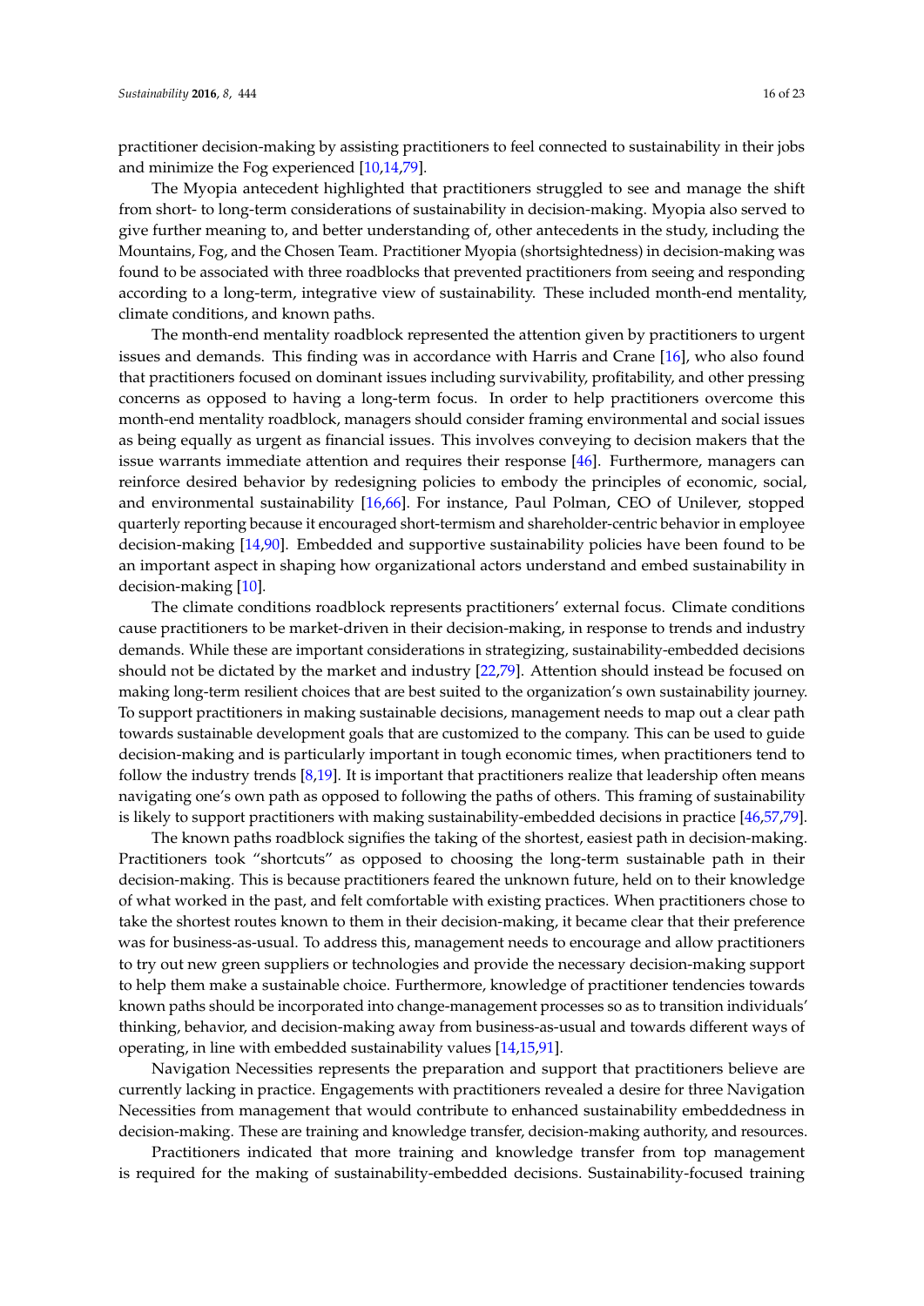practitioner decision-making by assisting practitioners to feel connected to sustainability in their jobs and minimize the Fog experienced [10,14,79].

The Myopia antecedent highlighted that practitioners struggled to see and manage the shift from short- to long-term considerations of sustainability in decision-making. Myopia also served to give further meaning to, and better understanding of, other antecedents in the study, including the Mountains, Fog, and the Chosen Team. Practitioner Myopia (shortsightedness) in decision-making was found to be associated with three roadblocks that prevented practitioners from seeing and responding according to a long-term, integrative view of sustainability. These included month-end mentality, climate conditions, and known paths.

The month-end mentality roadblock represented the attention given by practitioners to urgent issues and demands. This finding was in accordance with Harris and Crane [16], who also found that practitioners focused on dominant issues including survivability, profitability, and other pressing concerns as opposed to having a long-term focus. In order to help practitioners overcome this month-end mentality roadblock, managers should consider framing environmental and social issues as being equally as urgent as financial issues. This involves conveying to decision makers that the issue warrants immediate attention and requires their response [46]. Furthermore, managers can reinforce desired behavior by redesigning policies to embody the principles of economic, social, and environmental sustainability [16,66]. For instance, Paul Polman, CEO of Unilever, stopped quarterly reporting because it encouraged short-termism and shareholder-centric behavior in employee decision-making [14,90]. Embedded and supportive sustainability policies have been found to be an important aspect in shaping how organizational actors understand and embed sustainability in decision-making [10].

The climate conditions roadblock represents practitioners' external focus. Climate conditions cause practitioners to be market-driven in their decision-making, in response to trends and industry demands. While these are important considerations in strategizing, sustainability-embedded decisions should not be dictated by the market and industry [22,79]. Attention should instead be focused on making long-term resilient choices that are best suited to the organization's own sustainability journey. To support practitioners in making sustainable decisions, management needs to map out a clear path towards sustainable development goals that are customized to the company. This can be used to guide decision-making and is particularly important in tough economic times, when practitioners tend to follow the industry trends [8,19]. It is important that practitioners realize that leadership often means navigating one's own path as opposed to following the paths of others. This framing of sustainability is likely to support practitioners with making sustainability-embedded decisions in practice [46,57,79].

The known paths roadblock signifies the taking of the shortest, easiest path in decision-making. Practitioners took "shortcuts" as opposed to choosing the long-term sustainable path in their decision-making. This is because practitioners feared the unknown future, held on to their knowledge of what worked in the past, and felt comfortable with existing practices. When practitioners chose to take the shortest routes known to them in their decision-making, it became clear that their preference was for business-as-usual. To address this, management needs to encourage and allow practitioners to try out new green suppliers or technologies and provide the necessary decision-making support to help them make a sustainable choice. Furthermore, knowledge of practitioner tendencies towards known paths should be incorporated into change-management processes so as to transition individuals' thinking, behavior, and decision-making away from business-as-usual and towards different ways of operating, in line with embedded sustainability values [14,15,91].

Navigation Necessities represents the preparation and support that practitioners believe are currently lacking in practice. Engagements with practitioners revealed a desire for three Navigation Necessities from management that would contribute to enhanced sustainability embeddedness in decision-making. These are training and knowledge transfer, decision-making authority, and resources.

Practitioners indicated that more training and knowledge transfer from top management is required for the making of sustainability-embedded decisions. Sustainability-focused training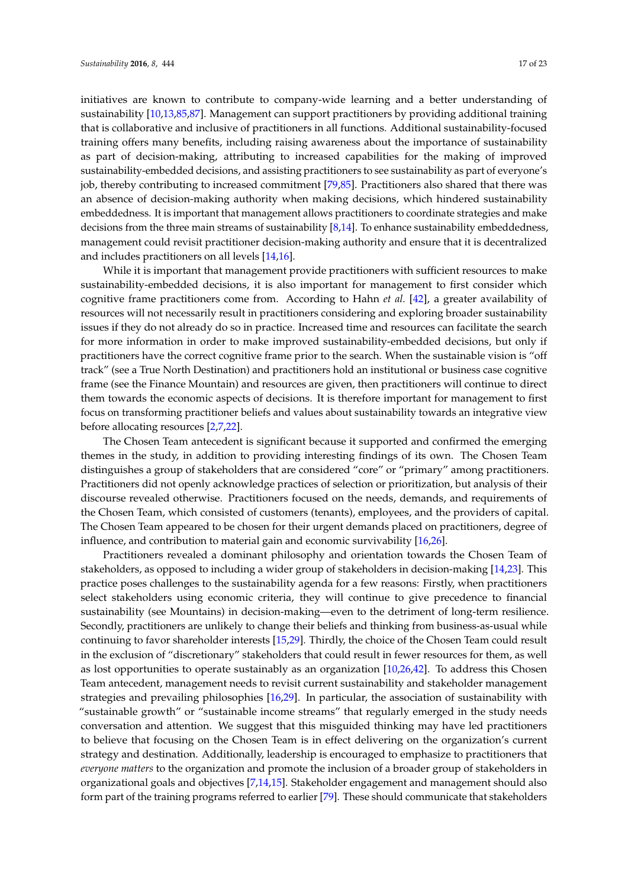initiatives are known to contribute to company-wide learning and a better understanding of sustainability [10,13,85,87]. Management can support practitioners by providing additional training that is collaborative and inclusive of practitioners in all functions. Additional sustainability-focused training offers many benefits, including raising awareness about the importance of sustainability as part of decision-making, attributing to increased capabilities for the making of improved sustainability-embedded decisions, and assisting practitioners to see sustainability as part of everyone's job, thereby contributing to increased commitment [79,85]. Practitioners also shared that there was an absence of decision-making authority when making decisions, which hindered sustainability embeddedness. It is important that management allows practitioners to coordinate strategies and make decisions from the three main streams of sustainability [8,14]. To enhance sustainability embeddedness, management could revisit practitioner decision-making authority and ensure that it is decentralized and includes practitioners on all levels [14,16].

While it is important that management provide practitioners with sufficient resources to make sustainability-embedded decisions, it is also important for management to first consider which cognitive frame practitioners come from. According to Hahn *et al.* [42], a greater availability of resources will not necessarily result in practitioners considering and exploring broader sustainability issues if they do not already do so in practice. Increased time and resources can facilitate the search for more information in order to make improved sustainability-embedded decisions, but only if practitioners have the correct cognitive frame prior to the search. When the sustainable vision is "off track" (see a True North Destination) and practitioners hold an institutional or business case cognitive frame (see the Finance Mountain) and resources are given, then practitioners will continue to direct them towards the economic aspects of decisions. It is therefore important for management to first focus on transforming practitioner beliefs and values about sustainability towards an integrative view before allocating resources [2,7,22].

The Chosen Team antecedent is significant because it supported and confirmed the emerging themes in the study, in addition to providing interesting findings of its own. The Chosen Team distinguishes a group of stakeholders that are considered "core" or "primary" among practitioners. Practitioners did not openly acknowledge practices of selection or prioritization, but analysis of their discourse revealed otherwise. Practitioners focused on the needs, demands, and requirements of the Chosen Team, which consisted of customers (tenants), employees, and the providers of capital. The Chosen Team appeared to be chosen for their urgent demands placed on practitioners, degree of influence, and contribution to material gain and economic survivability [16,26].

Practitioners revealed a dominant philosophy and orientation towards the Chosen Team of stakeholders, as opposed to including a wider group of stakeholders in decision-making [14,23]. This practice poses challenges to the sustainability agenda for a few reasons: Firstly, when practitioners select stakeholders using economic criteria, they will continue to give precedence to financial sustainability (see Mountains) in decision-making—even to the detriment of long-term resilience. Secondly, practitioners are unlikely to change their beliefs and thinking from business-as-usual while continuing to favor shareholder interests [15,29]. Thirdly, the choice of the Chosen Team could result in the exclusion of "discretionary" stakeholders that could result in fewer resources for them, as well as lost opportunities to operate sustainably as an organization [10,26,42]. To address this Chosen Team antecedent, management needs to revisit current sustainability and stakeholder management strategies and prevailing philosophies [16,29]. In particular, the association of sustainability with "sustainable growth" or "sustainable income streams" that regularly emerged in the study needs conversation and attention. We suggest that this misguided thinking may have led practitioners to believe that focusing on the Chosen Team is in effect delivering on the organization's current strategy and destination. Additionally, leadership is encouraged to emphasize to practitioners that *everyone matters* to the organization and promote the inclusion of a broader group of stakeholders in organizational goals and objectives [7,14,15]. Stakeholder engagement and management should also form part of the training programs referred to earlier [79]. These should communicate that stakeholders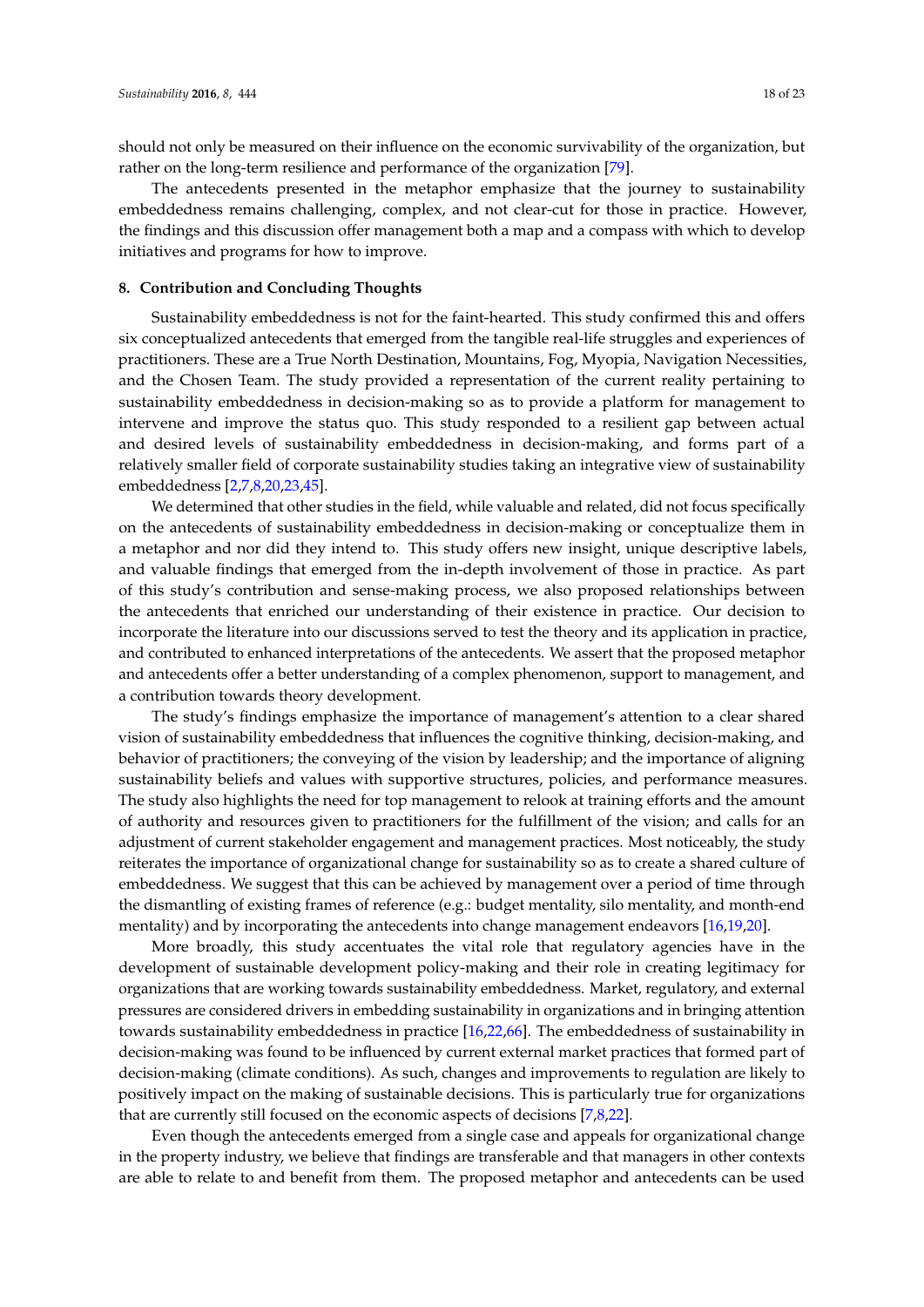should not only be measured on their influence on the economic survivability of the organization, but rather on the long-term resilience and performance of the organization [79].

The antecedents presented in the metaphor emphasize that the journey to sustainability embeddedness remains challenging, complex, and not clear-cut for those in practice. However, the findings and this discussion offer management both a map and a compass with which to develop initiatives and programs for how to improve.

## 8. Contribution and Concluding Thoughts

Sustainability embeddedness is not for the faint-hearted. This study confirmed this and offers six conceptualized antecedents that emerged from the tangible real-life struggles and experiences of practitioners. These are a True North Destination, Mountains, Fog, Myopia, Navigation Necessities, and the Chosen Team. The study provided a representation of the current reality pertaining to sustainability embeddedness in decision-making so as to provide a platform for management to intervene and improve the status quo. This study responded to a resilient gap between actual and desired levels of sustainability embeddedness in decision-making, and forms part of a relatively smaller field of corporate sustainability studies taking an integrative view of sustainability embeddedness [2,7,8,20,23,45].

We determined that other studies in the field, while valuable and related, did not focus specifically on the antecedents of sustainability embeddedness in decision-making or conceptualize them in a metaphor and nor did they intend to. This study offers new insight, unique descriptive labels, and valuable findings that emerged from the in-depth involvement of those in practice. As part of this study's contribution and sense-making process, we also proposed relationships between the antecedents that enriched our understanding of their existence in practice. Our decision to incorporate the literature into our discussions served to test the theory and its application in practice, and contributed to enhanced interpretations of the antecedents. We assert that the proposed metaphor and antecedents offer a better understanding of a complex phenomenon, support to management, and a contribution towards theory development.

The study's findings emphasize the importance of management's attention to a clear shared vision of sustainability embeddedness that influences the cognitive thinking, decision-making, and behavior of practitioners; the conveying of the vision by leadership; and the importance of aligning sustainability beliefs and values with supportive structures, policies, and performance measures. The study also highlights the need for top management to relook at training efforts and the amount of authority and resources given to practitioners for the fulfillment of the vision; and calls for an adjustment of current stakeholder engagement and management practices. Most noticeably, the study reiterates the importance of organizational change for sustainability so as to create a shared culture of embeddedness. We suggest that this can be achieved by management over a period of time through the dismantling of existing frames of reference (e.g.: budget mentality, silo mentality, and month-end mentality) and by incorporating the antecedents into change management endeavors [16,19,20].

More broadly, this study accentuates the vital role that regulatory agencies have in the development of sustainable development policy-making and their role in creating legitimacy for organizations that are working towards sustainability embeddedness. Market, regulatory, and external pressures are considered drivers in embedding sustainability in organizations and in bringing attention towards sustainability embeddedness in practice [16,22,66]. The embeddedness of sustainability in decision-making was found to be influenced by current external market practices that formed part of decision-making (climate conditions). As such, changes and improvements to regulation are likely to positively impact on the making of sustainable decisions. This is particularly true for organizations that are currently still focused on the economic aspects of decisions [7,8,22].

Even though the antecedents emerged from a single case and appeals for organizational change in the property industry, we believe that findings are transferable and that managers in other contexts are able to relate to and benefit from them. The proposed metaphor and antecedents can be used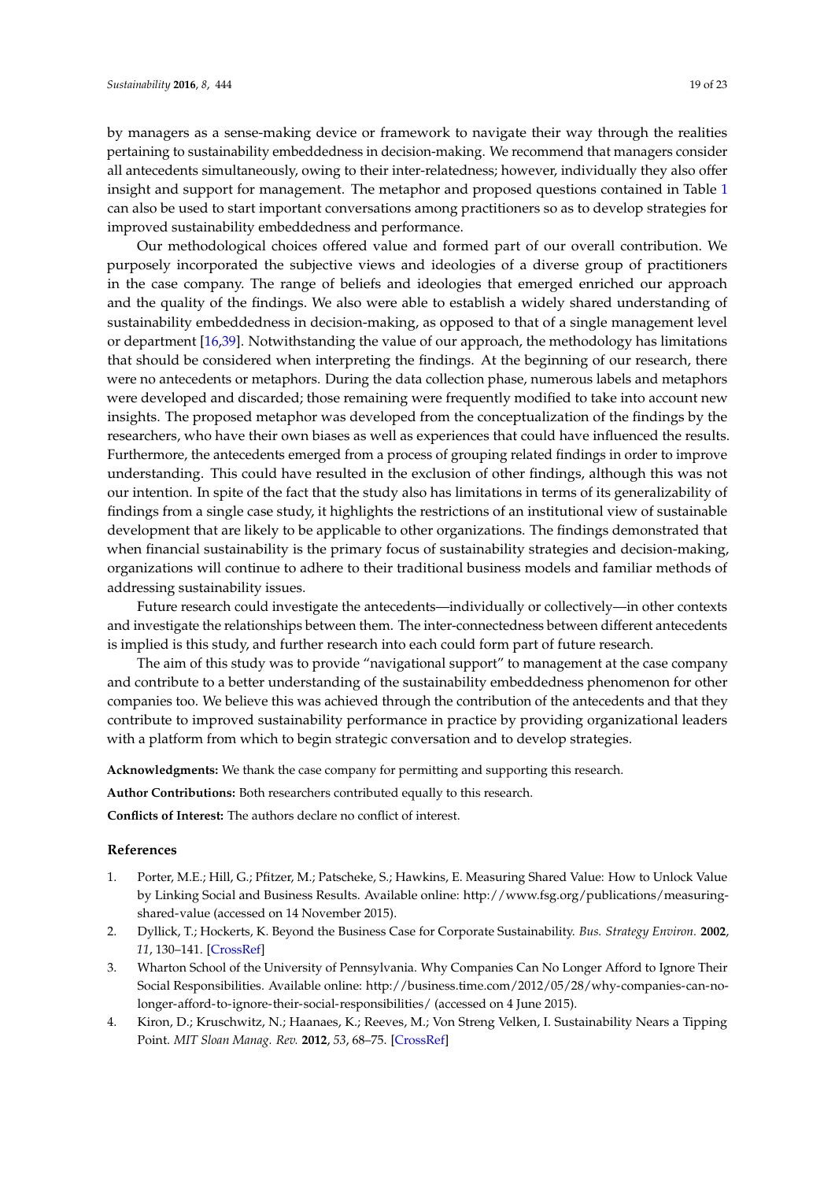by managers as a sense-making device or framework to navigate their way through the realities pertaining to sustainability embeddedness in decision-making. We recommend that managers consider all antecedents simultaneously, owing to their inter-relatedness; however, individually they also offer insight and support for management. The metaphor and proposed questions contained in Table 1 can also be used to start important conversations among practitioners so as to develop strategies for improved sustainability embeddedness and performance.

Our methodological choices offered value and formed part of our overall contribution. We purposely incorporated the subjective views and ideologies of a diverse group of practitioners in the case company. The range of beliefs and ideologies that emerged enriched our approach and the quality of the findings. We also were able to establish a widely shared understanding of sustainability embeddedness in decision-making, as opposed to that of a single management level or department [16,39]. Notwithstanding the value of our approach, the methodology has limitations that should be considered when interpreting the findings. At the beginning of our research, there were no antecedents or metaphors. During the data collection phase, numerous labels and metaphors were developed and discarded; those remaining were frequently modified to take into account new insights. The proposed metaphor was developed from the conceptualization of the findings by the researchers, who have their own biases as well as experiences that could have influenced the results. Furthermore, the antecedents emerged from a process of grouping related findings in order to improve understanding. This could have resulted in the exclusion of other findings, although this was not our intention. In spite of the fact that the study also has limitations in terms of its generalizability of findings from a single case study, it highlights the restrictions of an institutional view of sustainable development that are likely to be applicable to other organizations. The findings demonstrated that when financial sustainability is the primary focus of sustainability strategies and decision-making, organizations will continue to adhere to their traditional business models and familiar methods of addressing sustainability issues.

Future research could investigate the antecedents—individually or collectively—in other contexts and investigate the relationships between them. The inter-connectedness between different antecedents is implied is this study, and further research into each could form part of future research.

The aim of this study was to provide "navigational support" to management at the case company and contribute to a better understanding of the sustainability embeddedness phenomenon for other companies too. We believe this was achieved through the contribution of the antecedents and that they contribute to improved sustainability performance in practice by providing organizational leaders with a platform from which to begin strategic conversation and to develop strategies.

**Acknowledgments:** We thank the case company for permitting and supporting this research.

**Author Contributions:** Both researchers contributed equally to this research.

**Conflicts of Interest:** The authors declare no conflict of interest.

## References

1. Porter, M.E.; Hill, G.; Pfitzer, M.; Patscheke, S.; Hawkins, E. Measuring Shared Value: How to Unlock Value by Linking Social and Business Results. Available online: http://www.fsg.org/publications/measuring-shared-value (accessed on 14 November 2015).
2. Dyllick, T.; Hockerts, K. Beyond the Business Case for Corporate Sustainability. *Bus. Strategy Environ.* **2002**, *11*, 130–141. [CrossRef]
3. Wharton School of the University of Pennsylvania. Why Companies Can No Longer Afford to Ignore Their Social Responsibilities. Available online: http://business.time.com/2012/05/28/why-companies-can-no-longer-afford-to-ignore-their-social-responsibilities/ (accessed on 4 June 2015).
4. Kiron, D.; Kruschwitz, N.; Haanaes, K.; Reeves, M.; Von Streng Velken, I. Sustainability Nears a Tipping Point. *MIT Sloan Manag. Rev.* **2012**, *53*, 68–75. [CrossRef]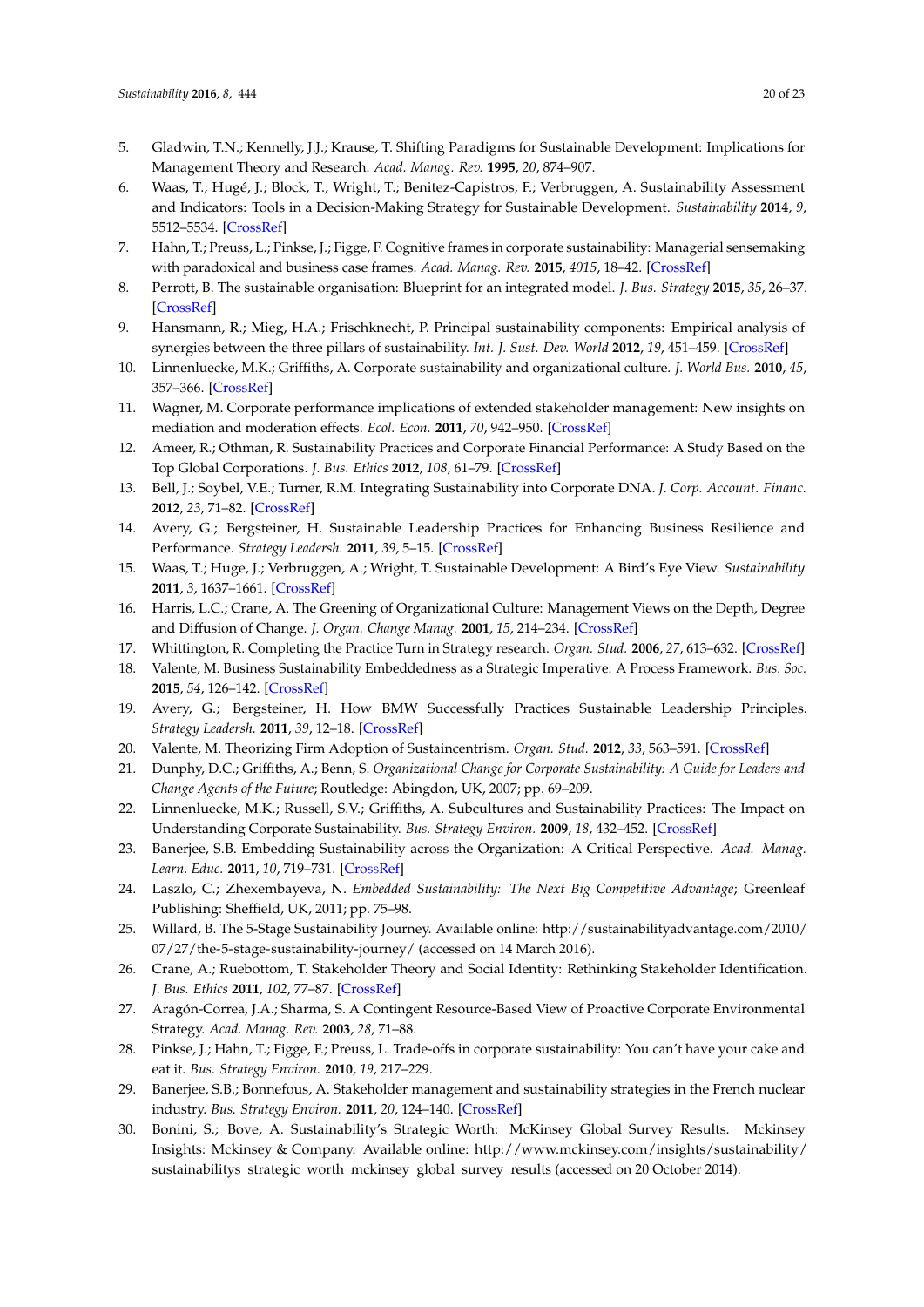5. Gladwin, T.N.; Kennelly, J.J.; Krause, T. Shifting Paradigms for Sustainable Development: Implications for Management Theory and Research. *Acad. Manag. Rev.* **1995**, *20*, 874–907.
6. Waas, T.; Hugé, J.; Block, T.; Wright, T.; Benitez-Capistros, F.; Verbruggen, A. Sustainability Assessment and Indicators: Tools in a Decision-Making Strategy for Sustainable Development. *Sustainability* **2014**, *9*, 5512–5534. [CrossRef]
7. Hahn, T.; Preuss, L.; Pinkse, J.; Figge, F. Cognitive frames in corporate sustainability: Managerial sensemaking with paradoxical and business case frames. *Acad. Manag. Rev.* **2015**, *4015*, 18–42. [CrossRef]
8. Perrott, B. The sustainable organisation: Blueprint for an integrated model. *J. Bus. Strategy* **2015**, *35*, 26–37. [CrossRef]
9. Hansmann, R.; Mieg, H.A.; Frischknecht, P. Principal sustainability components: Empirical analysis of synergies between the three pillars of sustainability. *Int. J. Sust. Dev. World* **2012**, *19*, 451–459. [CrossRef]
10. Linnenluecke, M.K.; Griffiths, A. Corporate sustainability and organizational culture. *J. World Bus.* **2010**, *45*, 357–366. [CrossRef]
11. Wagner, M. Corporate performance implications of extended stakeholder management: New insights on mediation and moderation effects. *Ecol. Econ.* **2011**, *70*, 942–950. [CrossRef]
12. Ameer, R.; Othman, R. Sustainability Practices and Corporate Financial Performance: A Study Based on the Top Global Corporations. *J. Bus. Ethics* **2012**, *108*, 61–79. [CrossRef]
13. Bell, J.; Soybel, V.E.; Turner, R.M. Integrating Sustainability into Corporate DNA. *J. Corp. Account. Financ.* **2012**, *23*, 71–82. [CrossRef]
14. Avery, G.; Bergsteiner, H. Sustainable Leadership Practices for Enhancing Business Resilience and Performance. *Strategy Leadersh.* **2011**, *39*, 5–15. [CrossRef]
15. Waas, T.; Huge, J.; Verbruggen, A.; Wright, T. Sustainable Development: A Bird's Eye View. *Sustainability* **2011**, *3*, 1637–1661. [CrossRef]
16. Harris, L.C.; Crane, A. The Greening of Organizational Culture: Management Views on the Depth, Degree and Diffusion of Change. *J. Organ. Change Manag.* **2001**, *15*, 214–234. [CrossRef]
17. Whittington, R. Completing the Practice Turn in Strategy research. *Organ. Stud.* **2006**, *27*, 613–632. [CrossRef]
18. Valente, M. Business Sustainability Embeddedness as a Strategic Imperative: A Process Framework. *Bus. Soc.* **2015**, *54*, 126–142. [CrossRef]
19. Avery, G.; Bergsteiner, H. How BMW Successfully Practices Sustainable Leadership Principles. *Strategy Leadersh.* **2011**, *39*, 12–18. [CrossRef]
20. Valente, M. Theorizing Firm Adoption of Sustaincentrism. *Organ. Stud.* **2012**, *33*, 563–591. [CrossRef]
21. Dunphy, D.C.; Griffiths, A.; Benn, S. *Organizational Change for Corporate Sustainability: A Guide for Leaders and Change Agents of the Future*; Routledge: Abingdon, UK, 2007; pp. 69–209.
22. Linnenluecke, M.K.; Russell, S.V.; Griffiths, A. Subcultures and Sustainability Practices: The Impact on Understanding Corporate Sustainability. *Bus. Strategy Environ.* **2009**, *18*, 432–452. [CrossRef]
23. Banerjee, S.B. Embedding Sustainability across the Organization: A Critical Perspective. *Acad. Manag. Learn. Educ.* **2011**, *10*, 719–731. [CrossRef]
24. Laszlo, C.; Zhexembayeva, N. *Embedded Sustainability: The Next Big Competitive Advantage*; Greenleaf Publishing: Sheffield, UK, 2011; pp. 75–98.
25. Willard, B. The 5-Stage Sustainability Journey. Available online: http://sustainabilityadvantage.com/2010/07/27/the-5-stage-sustainability-journey/ (accessed on 14 March 2016).
26. Crane, A.; Ruebottom, T. Stakeholder Theory and Social Identity: Rethinking Stakeholder Identification. *J. Bus. Ethics* **2011**, *102*, 77–87. [CrossRef]
27. Aragón-Correa, J.A.; Sharma, S. A Contingent Resource-Based View of Proactive Corporate Environmental Strategy. *Acad. Manag. Rev.* **2003**, *28*, 71–88.
28. Pinkse, J.; Hahn, T.; Figge, F.; Preuss, L. Trade-offs in corporate sustainability: You can't have your cake and eat it. *Bus. Strategy Environ.* **2010**, *19*, 217–229.
29. Banerjee, S.B.; Bonnefous, A. Stakeholder management and sustainability strategies in the French nuclear industry. *Bus. Strategy Environ.* **2011**, *20*, 124–140. [CrossRef]
30. Bonini, S.; Bove, A. Sustainability's Strategic Worth: McKinsey Global Survey Results. Mckinsey Insights: Mckinsey & Company. Available online: http://www.mckinsey.com/insights/sustainability/sustainabilitys_strategic_worth_mckinsey_global_survey_results (accessed on 20 October 2014).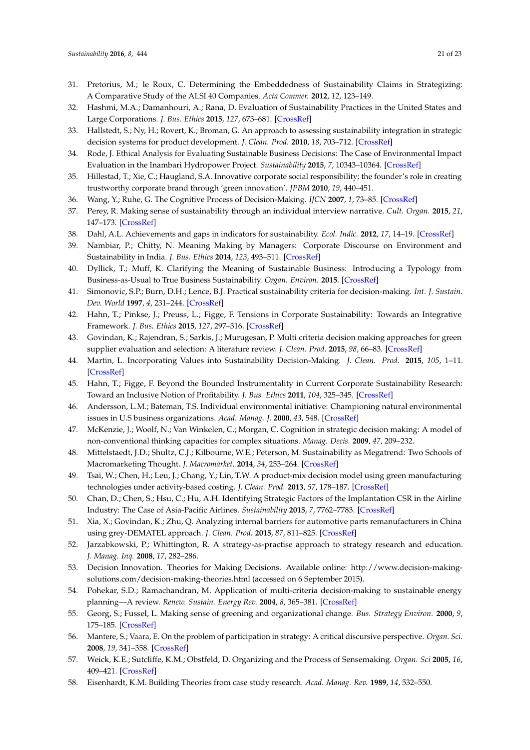31. Pretorius, M.; le Roux, C. Determining the Embeddedness of Sustainability Claims in Strategizing: A Comparative Study of the ALSI 40 Companies. *Acta Commer.* **2012**, *12*, 123–149.
32. Hashmi, M.A.; Damanhouri, A.; Rana, D. Evaluation of Sustainability Practices in the United States and Large Corporations. *J. Bus. Ethics* **2015**, *127*, 673–681. [CrossRef]
33. Hallstedt, S.; Ny, H.; Rovert, K.; Broman, G. An approach to assessing sustainability integration in strategic decision systems for product development. *J. Clean. Prod.* **2010**, *18*, 703–712. [CrossRef]
34. Rode, J. Ethical Analysis for Evaluating Sustainable Business Decisions: The Case of Environmental Impact Evaluation in the Inambari Hydropower Project. *Sustainability* **2015**, *7*, 10343–10364. [CrossRef]
35. Hillestad, T.; Xie, C.; Haugland, S.A. Innovative corporate social responsibility; the founder's role in creating trustworthy corporate brand through 'green innovation'. *JPBM* **2010**, *19*, 440–451.
36. Wang, Y.; Ruhe, G. The Cognitive Process of Decision-Making. *IJCN* **2007**, *1*, 73–85. [CrossRef]
37. Perey, R. Making sense of sustainability through an individual interview narrative. *Cult. Organ.* **2015**, *21*, 147–173. [CrossRef]
38. Dahl, A.L. Achievements and gaps in indicators for sustainability. *Ecol. Indic.* **2012**, *17*, 14–19. [CrossRef]
39. Nambiar, P.; Chitty, N. Meaning Making by Managers: Corporate Discourse on Environment and Sustainability in India. *J. Bus. Ethics* **2014**, *123*, 493–511. [CrossRef]
40. Dyllick, T.; Muff, K. Clarifying the Meaning of Sustainable Business: Introducing a Typology from Business-as-Usual to True Business Sustainability. *Organ. Environ.* **2015**. [CrossRef]
41. Simonovic, S.P.; Burn, D.H.; Lence, B.J. Practical sustainability criteria for decision-making. *Int. J. Sustain. Dev. World* **1997**, *4*, 231–244. [CrossRef]
42. Hahn, T.; Pinkse, J.; Preuss, L.; Figge, F. Tensions in Corporate Sustainability: Towards an Integrative Framework. *J. Bus. Ethics* **2015**, *127*, 297–316. [CrossRef]
43. Govindan, K.; Rajendran, S.; Sarkis, J.; Murugesan, P. Multi criteria decision making approaches for green supplier evaluation and selection: A literature review. *J. Clean. Prod.* **2015**, *98*, 66–83. [CrossRef]
44. Martin, L. Incorporating Values into Sustainability Decision-Making. *J. Clean. Prod.* **2015**, *105*, 1–11. [CrossRef]
45. Hahn, T.; Figge, F. Beyond the Bounded Instrumentality in Current Corporate Sustainability Research: Toward an Inclusive Notion of Profitability. *J. Bus. Ethics* **2011**, *104*, 325–345. [CrossRef]
46. Andersson, L.M.; Bateman, T.S. Individual environmental initiative: Championing natural environmental issues in U.S business organizations. *Acad. Manag. J.* **2000**, *43*, 548. [CrossRef]
47. McKenzie, J.; Woolf, N.; Van Winkelen, C.; Morgan, C. Cognition in strategic decision making: A model of non-conventional thinking capacities for complex situations. *Manag. Decis.* **2009**, *47*, 209–232.
48. Mittelstaedt, J.D.; Shultz, C.J.; Kilbourne, W.E.; Peterson, M. Sustainability as Megatrend: Two Schools of Macromarketing Thought. *J. Macromarket.* **2014**, *34*, 253–264. [CrossRef]
49. Tsai, W.; Chen, H.; Leu, J.; Chang, Y.; Lin, T.W. A product-mix decision model using green manufacturing technologies under activity-based costing. *J. Clean. Prod.* **2013**, *57*, 178–187. [CrossRef]
50. Chan, D.; Chen, S.; Hsu, C.; Hu, A.H. Identifying Strategic Factors of the Implantation CSR in the Airline Industry: The Case of Asia-Pacific Airlines. *Sustainability* **2015**, *7*, 7762–7783. [CrossRef]
51. Xia, X.; Govindan, K.; Zhu, Q. Analyzing internal barriers for automotive parts remanufacturers in China using grey-DEMATEL approach. *J. Clean. Prod.* **2015**, *87*, 811–825. [CrossRef]
52. Jarzabkowski, P.; Whittington, R. A strategy-as-practise approach to strategy research and education. *J. Manag. Inq.* **2008**, *17*, 282–286.
53. Decision Innovation. Theories for Making Decisions. Available online: http://www.decision-making-solutions.com/decision-making-theories.html (accessed on 6 September 2015).
54. Pohekar, S.D.; Ramachandran, M. Application of multi-criteria decision-making to sustainable energy planning—A review. *Renew. Sustain. Energy Rev.* **2004**, *8*, 365–381. [CrossRef]
55. Georg, S.; Fussel, L. Making sense of greening and organizational change. *Bus. Strategy Environ.* **2000**, *9*, 175–185. [CrossRef]
56. Mantere, S.; Vaara, E. On the problem of participation in strategy: A critical discursive perspective. *Organ. Sci.* **2008**, *19*, 341–358. [CrossRef]
57. Weick, K.E.; Sutcliffe, K.M.; Obstfeld, D. Organizing and the Process of Sensemaking. *Organ. Sci* **2005**, *16*, 409–421. [CrossRef]
58. Eisenhardt, K.M. Building Theories from case study research. *Acad. Manag. Rev.* **1989**, *14*, 532–550.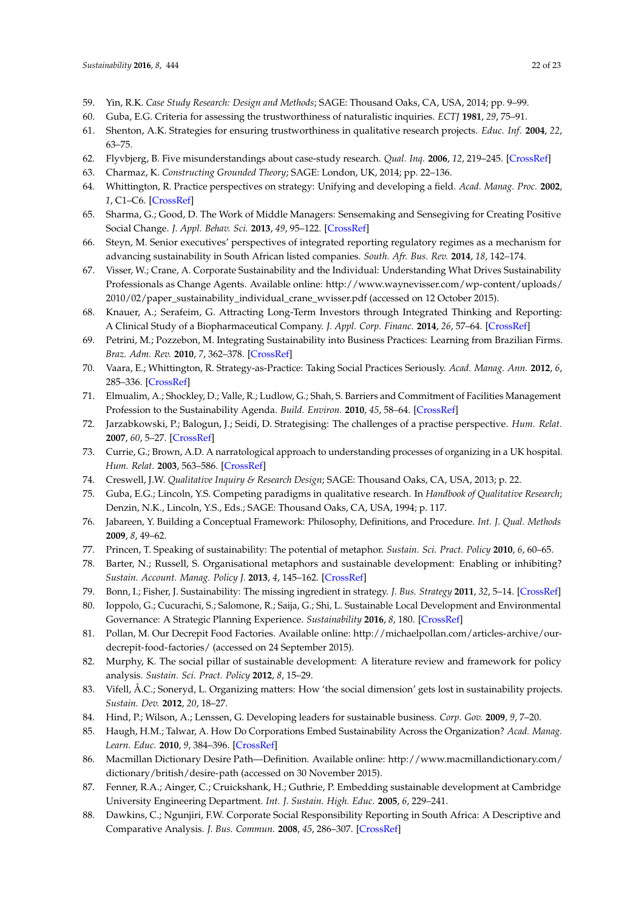59. Yin, R.K. *Case Study Research: Design and Methods*; SAGE: Thousand Oaks, CA, USA, 2014; pp. 9–99.
60. Guba, E.G. Criteria for assessing the trustworthiness of naturalistic inquiries. *ECTJ* **1981**, *29*, 75–91.
61. Shenton, A.K. Strategies for ensuring trustworthiness in qualitative research projects. *Educ. Inf.* **2004**, *22*, 63–75.
62. Flyvbjerg, B. Five misunderstandings about case-study research. *Qual. Inq.* **2006**, *12*, 219–245. [CrossRef]
63. Charmaz, K. *Constructing Grounded Theory*; SAGE: London, UK, 2014; pp. 22–136.
64. Whittington, R. Practice perspectives on strategy: Unifying and developing a field. *Acad. Manag. Proc.* **2002**, *1*, C1–C6. [CrossRef]
65. Sharma, G.; Good, D. The Work of Middle Managers: Sensemaking and Sensegiving for Creating Positive Social Change. *J. Appl. Behav. Sci.* **2013**, *49*, 95–122. [CrossRef]
66. Steyn, M. Senior executives' perspectives of integrated reporting regulatory regimes as a mechanism for advancing sustainability in South African listed companies. *South. Afr. Bus. Rev.* **2014**, *18*, 142–174.
67. Visser, W.; Crane, A. Corporate Sustainability and the Individual: Understanding What Drives Sustainability Professionals as Change Agents. Available online: http://www.waynevisser.com/wp-content/uploads/2010/02/paper_sustainability_individual_crane_wvisser.pdf (accessed on 12 October 2015).
68. Knauer, A.; Serafeim, G. Attracting Long-Term Investors through Integrated Thinking and Reporting: A Clinical Study of a Biopharmaceutical Company. *J. Appl. Corp. Financ.* **2014**, *26*, 57–64. [CrossRef]
69. Petrini, M.; Pozzebon, M. Integrating Sustainability into Business Practices: Learning from Brazilian Firms. *Braz. Adm. Rev.* **2010**, *7*, 362–378. [CrossRef]
70. Vaara, E.; Whittington, R. Strategy-as-Practice: Taking Social Practices Seriously. *Acad. Manag. Ann.* **2012**, *6*, 285–336. [CrossRef]
71. Elmualim, A.; Shockley, D.; Valle, R.; Ludlow, G.; Shah, S. Barriers and Commitment of Facilities Management Profession to the Sustainability Agenda. *Build. Environ.* **2010**, *45*, 58–64. [CrossRef]
72. Jarzabkowski, P.; Balogun, J.; Seidi, D. Strategising: The challenges of a practise perspective. *Hum. Relat.* **2007**, *60*, 5–27. [CrossRef]
73. Currie, G.; Brown, A.D. A narratological approach to understanding processes of organizing in a UK hospital. *Hum. Relat.* **2003**, 563–586. [CrossRef]
74. Creswell, J.W. *Qualitative Inquiry & Research Design*; SAGE: Thousand Oaks, CA, USA, 2013; p. 22.
75. Guba, E.G.; Lincoln, Y.S. Competing paradigms in qualitative research. In *Handbook of Qualitative Research*; Denzin, N.K., Lincoln, Y.S., Eds.; SAGE: Thousand Oaks, CA, USA, 1994; p. 117.
76. Jabareen, Y. Building a Conceptual Framework: Philosophy, Definitions, and Procedure. *Int. J. Qual. Methods* **2009**, *8*, 49–62.
77. Princen, T. Speaking of sustainability: The potential of metaphor. *Sustain. Sci. Pract. Policy* **2010**, *6*, 60–65.
78. Barter, N.; Russell, S. Organisational metaphors and sustainable development: Enabling or inhibiting? *Sustain. Account. Manag. Policy J.* **2013**, *4*, 145–162. [CrossRef]
79. Bonn, I.; Fisher, J. Sustainability: The missing ingredient in strategy. *J. Bus. Strategy* **2011**, *32*, 5–14. [CrossRef]
80. Ioppolo, G.; Cucurachi, S.; Salomone, R.; Saija, G.; Shi, L. Sustainable Local Development and Environmental Governance: A Strategic Planning Experience. *Sustainability* **2016**, *8*, 180. [CrossRef]
81. Pollan, M. Our Decrepit Food Factories. Available online: http://michaelpollan.com/articles-archive/our-decrepit-food-factories/ (accessed on 24 September 2015).
82. Murphy, K. The social pillar of sustainable development: A literature review and framework for policy analysis. *Sustain. Sci. Pract. Policy* **2012**, *8*, 15–29.
83. Vifell, Å.C.; Soneryd, L. Organizing matters: How 'the social dimension' gets lost in sustainability projects. *Sustain. Dev.* **2012**, *20*, 18–27.
84. Hind, P.; Wilson, A.; Lenssen, G. Developing leaders for sustainable business. *Corp. Gov.* **2009**, *9*, 7–20.
85. Haugh, H.M.; Talwar, A. How Do Corporations Embed Sustainability Across the Organization? *Acad. Manag. Learn. Educ.* **2010**, *9*, 384–396. [CrossRef]
86. Macmillan Dictionary Desire Path—Definition. Available online: http://www.macmillandictionary.com/dictionary/british/desire-path (accessed on 30 November 2015).
87. Fenner, R.A.; Ainger, C.; Cruickshank, H.; Guthrie, P. Embedding sustainable development at Cambridge University Engineering Department. *Int. J. Sustain. High. Educ.* **2005**, *6*, 229–241.
88. Dawkins, C.; Ngunjiri, F.W. Corporate Social Responsibility Reporting in South Africa: A Descriptive and Comparative Analysis. *J. Bus. Commun.* **2008**, *45*, 286–307. [CrossRef]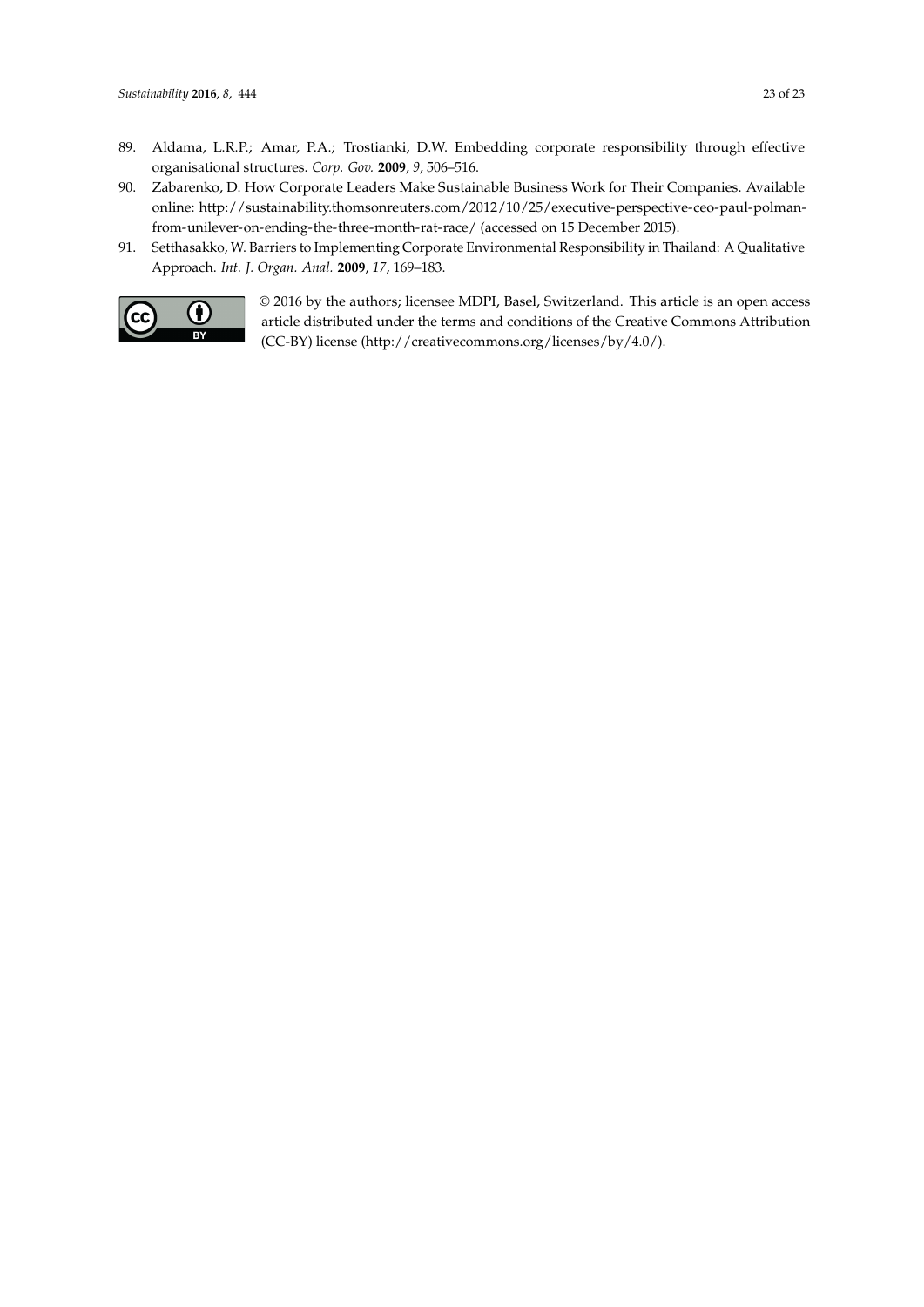89. Aldama, L.R.P.; Amar, P.A.; Trostianki, D.W. Embedding corporate responsibility through effective organisational structures. *Corp. Gov.* **2009**, *9*, 506–516.
90. Zabarenko, D. How Corporate Leaders Make Sustainable Business Work for Their Companies. Available online: http://sustainability.thomsonreuters.com/2012/10/25/executive-perspective-ceo-paul-polman-from-unilever-on-ending-the-three-month-rat-race/ (accessed on 15 December 2015).
91. Setthasakko, W. Barriers to Implementing Corporate Environmental Responsibility in Thailand: A Qualitative Approach. *Int. J. Organ. Anal.* **2009**, *17*, 169–183.

© 2016 by the authors; licensee MDPI, Basel, Switzerland. This article is an open access article distributed under the terms and conditions of the Creative Commons Attribution (CC-BY) license (http://creativecommons.org/licenses/by/4.0/).